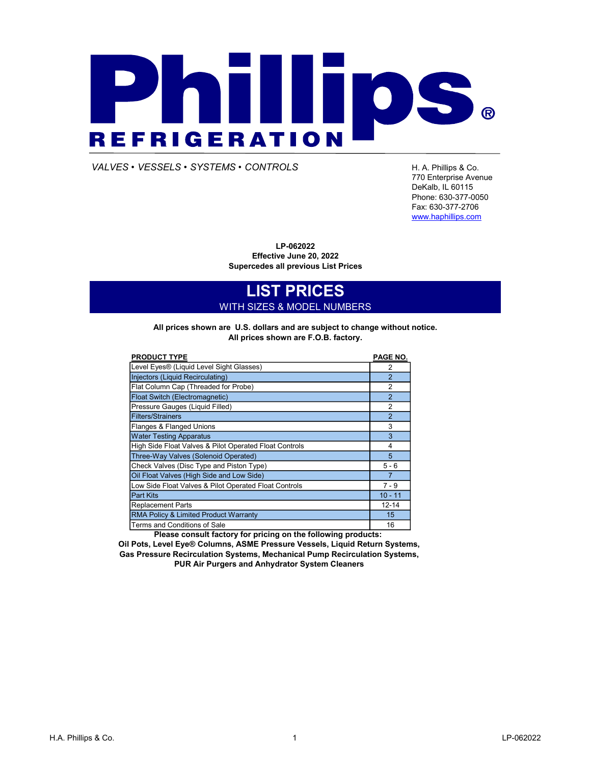# Phillips® REFRIGERATION

*VALVES • VESSELS • SYSTEMS • CONTROLS*

H. A. Phillips & Co.
770 Enterprise Avenue
DeKalb, IL 60115
Phone: 630-377-0050
Fax: 630-377-2706
www.haphillips.com

**LP-062022**
**Effective June 20, 2022**
**Supercedes all previous List Prices**

## LIST PRICES

WITH SIZES & MODEL NUMBERS

**All prices shown are U.S. dollars and are subject to change without notice.**
**All prices shown are F.O.B. factory.**

| PRODUCT TYPE | PAGE NO. |
|---|---|
| Level Eyes® (Liquid Level Sight Glasses) | 2 |
| Injectors (Liquid Recirculating) | 2 |
| Flat Column Cap (Threaded for Probe) | 2 |
| Float Switch (Electromagnetic) | 2 |
| Pressure Gauges (Liquid Filled) | 2 |
| Filters/Strainers | 2 |
| Flanges & Flanged Unions | 3 |
| Water Testing Apparatus | 3 |
| High Side Float Valves & Pilot Operated Float Controls | 4 |
| Three-Way Valves (Solenoid Operated) | 5 |
| Check Valves (Disc Type and Piston Type) | 5 - 6 |
| Oil Float Valves (High Side and Low Side) | 7 |
| Low Side Float Valves & Pilot Operated Float Controls | 7 - 9 |
| Part Kits | 10 - 11 |
| Replacement Parts | 12-14 |
| RMA Policy & Limited Product Warranty | 15 |
| Terms and Conditions of Sale | 16 |

**Please consult factory for pricing on the following products:**
**Oil Pots, Level Eye® Columns, ASME Pressure Vessels, Liquid Return Systems, Gas Pressure Recirculation Systems, Mechanical Pump Recirculation Systems, PUR Air Purgers and Anhydrator System Cleaners**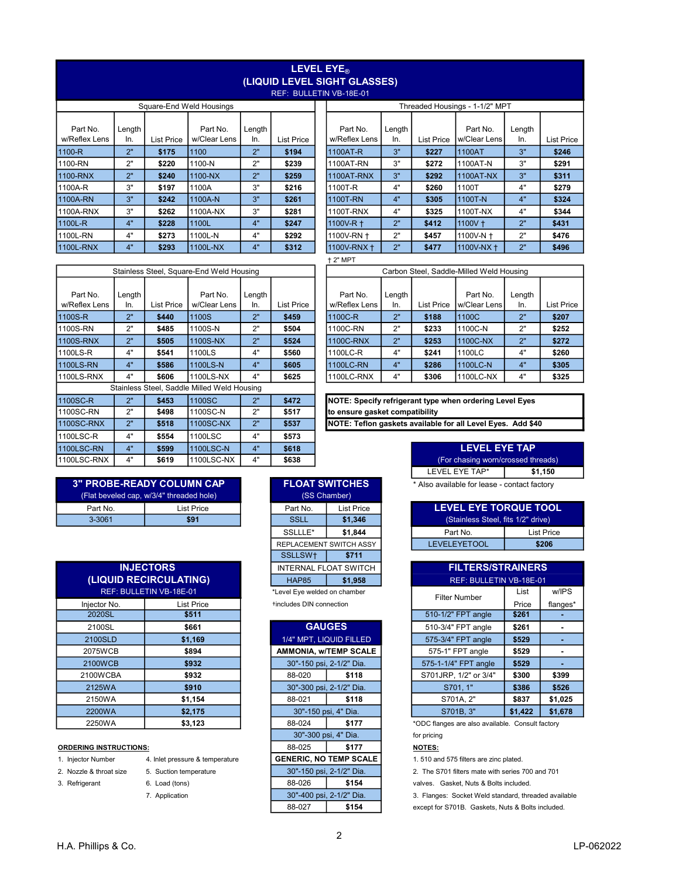# LEVEL EYE®
## (LIQUID LEVEL SIGHT GLASSES)
REF: BULLETIN VB-18E-01

### Square-End Weld Housings

| Part No. w/Reflex Lens | Length In. | List Price | Part No. w/Clear Lens | Length In. | List Price |
|---|---|---|---|---|---|
| 1100-R | 2" | **$175** | 1100 | 2" | **$194** |
| 1100-RN | 2" | **$220** | 1100-N | 2" | **$239** |
| 1100-RNX | 2" | **$240** | 1100-NX | 2" | **$259** |
| 1100A-R | 3" | **$197** | 1100A | 3" | **$216** |
| 1100A-RN | 3" | **$242** | 1100A-N | 3" | **$261** |
| 1100A-RNX | 3" | **$262** | 1100A-NX | 3" | **$281** |
| 1100L-R | 4" | **$228** | 1100L | 4" | **$247** |
| 1100L-RN | 4" | **$273** | 1100L-N | 4" | **$292** |
| 1100L-RNX | 4" | **$293** | 1100L-NX | 4" | **$312** |

### Threaded Housings - 1-1/2" MPT

| Part No. w/Reflex Lens | Length In. | List Price | Part No. w/Clear Lens | Length In. | List Price |
|---|---|---|---|---|---|
| 1100AT-R | 3" | **$227** | 1100AT | 3" | **$246** |
| 1100AT-RN | 3" | **$272** | 1100AT-N | 3" | **$291** |
| 1100AT-RNX | 3" | **$292** | 1100AT-NX | 3" | **$311** |
| 1100T-R | 4" | **$260** | 1100T | 4" | **$279** |
| 1100T-RN | 4" | **$305** | 1100T-N | 4" | **$324** |
| 1100T-RNX | 4" | **$325** | 1100T-NX | 4" | **$344** |
| 1100V-R † | 2" | **$412** | 1100V † | 2" | **$431** |
| 1100V-RN † | 2" | **$457** | 1100V-N † | 2" | **$476** |
| 1100V-RNX † | 2" | **$477** | 1100V-NX † | 2" | **$496** |

† 2" MPT

### Stainless Steel, Square-End Weld Housing

| Part No. w/Reflex Lens | Length In. | List Price | Part No. w/Clear Lens | Length In. | List Price |
|---|---|---|---|---|---|
| 1100S-R | 2" | **$440** | 1100S | 2" | **$459** |
| 1100S-RN | 2" | **$485** | 1100S-N | 2" | **$504** |
| 1100S-RNX | 2" | **$505** | 1100S-NX | 2" | **$524** |
| 1100LS-R | 4" | **$541** | 1100LS | 4" | **$560** |
| 1100LS-RN | 4" | **$586** | 1100LS-N | 4" | **$605** |
| 1100LS-RNX | 4" | **$606** | 1100LS-NX | 4" | **$625** |
| **Stainless Steel, Saddle Milled Weld Housing** | | | | | |
| 1100SC-R | 2" | **$453** | 1100SC | 2" | **$472** |
| 1100SC-RN | 2" | **$498** | 1100SC-N | 2" | **$517** |
| 1100SC-RNX | 2" | **$518** | 1100SC-NX | 2" | **$537** |
| 1100LSC-R | 4" | **$554** | 1100LSC | 4" | **$573** |
| 1100LSC-RN | 4" | **$599** | 1100LSC-N | 4" | **$618** |
| 1100LSC-RNX | 4" | **$619** | 1100LSC-NX | 4" | **$638** |

### Carbon Steel, Saddle-Milled Weld Housing

| Part No. w/Reflex Lens | Length In. | List Price | Part No. w/Clear Lens | Length In. | List Price |
|---|---|---|---|---|---|
| 1100C-R | 2" | **$188** | 1100C | 2" | **$207** |
| 1100C-RN | 2" | **$233** | 1100C-N | 2" | **$252** |
| 1100C-RNX | 2" | **$253** | 1100C-NX | 2" | **$272** |
| 1100LC-R | 4" | **$241** | 1100LC | 4" | **$260** |
| 1100LC-RN | 4" | **$286** | 1100LC-N | 4" | **$305** |
| 1100LC-RNX | 4" | **$306** | 1100LC-NX | 4" | **$325** |

**NOTE: Specify refrigerant type when ordering Level Eyes to ensure gasket compatibility**

**NOTE: Teflon gaskets available for all Level Eyes. Add $40**

## LEVEL EYE TAP
(For chasing worn/crossed threads)

| | |
|---|---|
| LEVEL EYE TAP* | **$1,150** |

\* Also available for lease - contact factory

## 3" PROBE-READY COLUMN CAP
(Flat beveled cap, w/3/4" threaded hole)

| Part No. | List Price |
|---|---|
| 3-3061 | **$91** |

## FLOAT SWITCHES
(SS Chamber)

| Part No. | List Price |
|---|---|
| SSLL | **$1,346** |
| SSLLLE* | **$1,844** |
| **REPLACEMENT SWITCH ASSY** | |
| SSLLSW† | **$711** |
| **INTERNAL FLOAT SWITCH** | |
| HAP85 | **$1,958** |

*Level Eye welded on chamber

†includes DIN connection

## LEVEL EYE TORQUE TOOL
(Stainless Steel, fits 1/2" drive)

| Part No. | List Price |
|---|---|
| LEVELEYETOOL | **$206** |

## INJECTORS
## (LIQUID RECIRCULATING)
REF: BULLETIN VB-18E-01

| Injector No. | List Price |
|---|---|
| 2020SL | **$511** |
| 2100SL | **$661** |
| 2100SLD | **$1,169** |
| 2075WCB | **$894** |
| 2100WCB | **$932** |
| 2100WCBA | **$932** |
| 2125WA | **$910** |
| 2150WA | **$1,154** |
| 2200WA | **$2,175** |
| 2250WA | **$3,123** |

**ORDERING INSTRUCTIONS:**

1. Injector Number
2. Nozzle & throat size
3. Refrigerant
4. Inlet pressure & temperature
5. Suction temperature
6. Load (tons)
7. Application

## GAUGES
1/4" MPT, LIQUID FILLED

| | |
|---|---|
| **AMMONIA, w/TEMP SCALE** | |
| 30"-150 psi, 2-1/2" Dia. | |
| 88-020 | **$118** |
| 30"-300 psi, 2-1/2" Dia. | |
| 88-021 | **$118** |
| 30"-150 psi, 4" Dia. | |
| 88-024 | **$177** |
| 30"-300 psi, 4" Dia. | |
| 88-025 | **$177** |
| **GENERIC, NO TEMP SCALE** | |
| 30"-150 psi, 2-1/2" Dia. | |
| 88-026 | **$154** |
| 30"-400 psi, 2-1/2" Dia. | |
| 88-027 | **$154** |

## FILTERS/STRAINERS
REF: BULLETIN VB-18E-01

| Filter Number | List Price | w/IPS flanges* |
|---|---|---|
| 510-1/2" FPT angle | **$261** | - |
| 510-3/4" FPT angle | **$261** | - |
| 575-3/4" FPT angle | **$529** | - |
| 575-1" FPT angle | **$529** | - |
| 575-1-1/4" FPT angle | **$529** | - |
| S701JRP, 1/2" or 3/4" | **$300** | **$399** |
| S701, 1" | **$386** | **$526** |
| S701A, 2" | **$837** | **$1,025** |
| S701B, 3" | **$1,422** | **$1,678** |

*ODC flanges are also available. Consult factory for pricing

**NOTES:**

1. 510 and 575 filters are zinc plated.
2. The S701 filters mate with series 700 and 701 valves. Gasket, Nuts & Bolts included.
3. Flanges: Socket Weld standard, threaded available except for S701B. Gaskets, Nuts & Bolts included.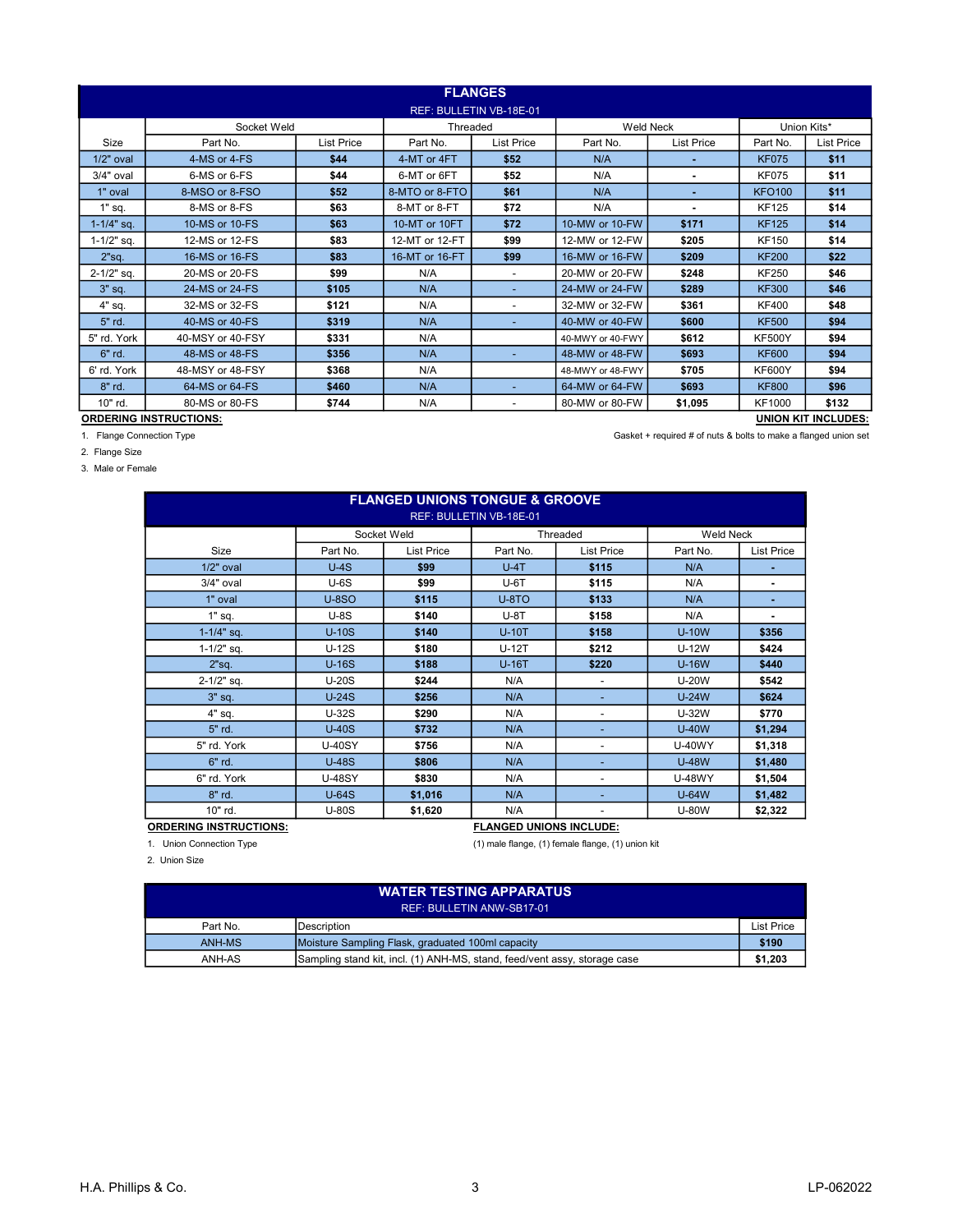## FLANGES

REF: BULLETIN VB-18E-01

| Size | Socket Weld | | Threaded | | Weld Neck | | Union Kits* | |
|---|---|---|---|---|---|---|---|---|
| | Part No. | List Price | Part No. | List Price | Part No. | List Price | Part No. | List Price |
| 1/2" oval | 4-MS or 4-FS | **$44** | 4-MT or 4FT | **$52** | N/A | - | KF075 | **$11** |
| 3/4" oval | 6-MS or 6-FS | **$44** | 6-MT or 6FT | **$52** | N/A | - | KF075 | **$11** |
| 1" oval | 8-MSO or 8-FSO | **$52** | 8-MTO or 8-FTO | **$61** | N/A | - | KFO100 | **$11** |
| 1" sq. | 8-MS or 8-FS | **$63** | 8-MT or 8-FT | **$72** | N/A | - | KF125 | **$14** |
| 1-1/4" sq. | 10-MS or 10-FS | **$63** | 10-MT or 10FT | **$72** | 10-MW or 10-FW | **$171** | KF125 | **$14** |
| 1-1/2" sq. | 12-MS or 12-FS | **$83** | 12-MT or 12-FT | **$99** | 12-MW or 12-FW | **$205** | KF150 | **$14** |
| 2"sq. | 16-MS or 16-FS | **$83** | 16-MT or 16-FT | **$99** | 16-MW or 16-FW | **$209** | KF200 | **$22** |
| 2-1/2" sq. | 20-MS or 20-FS | **$99** | N/A | - | 20-MW or 20-FW | **$248** | KF250 | **$46** |
| 3" sq. | 24-MS or 24-FS | **$105** | N/A | - | 24-MW or 24-FW | **$289** | KF300 | **$46** |
| 4" sq. | 32-MS or 32-FS | **$121** | N/A | - | 32-MW or 32-FW | **$361** | KF400 | **$48** |
| 5" rd. | 40-MS or 40-FS | **$319** | N/A | - | 40-MW or 40-FW | **$600** | KF500 | **$94** |
| 5" rd. York | 40-MSY or 40-FSY | **$331** | N/A | | 40-MWY or 40-FWY | **$612** | KF500Y | **$94** |
| 6" rd. | 48-MS or 48-FS | **$356** | N/A | - | 48-MW or 48-FW | **$693** | KF600 | **$94** |
| 6' rd. York | 48-MSY or 48-FSY | **$368** | N/A | | 48-MWY or 48-FWY | **$705** | KF600Y | **$94** |
| 8" rd. | 64-MS or 64-FS | **$460** | N/A | - | 64-MW or 64-FW | **$693** | KF800 | **$96** |
| 10" rd. | 80-MS or 80-FS | **$744** | N/A | - | 80-MW or 80-FW | **$1,095** | KF1000 | **$132** |

**ORDERING INSTRUCTIONS:**

1. Flange Connection Type
2. Flange Size
3. Male or Female

**UNION KIT INCLUDES:**

Gasket + required # of nuts & bolts to make a flanged union set

## FLANGED UNIONS TONGUE & GROOVE

REF: BULLETIN VB-18E-01

| Size | Socket Weld | | Threaded | | Weld Neck | |
|---|---|---|---|---|---|---|
| | Part No. | List Price | Part No. | List Price | Part No. | List Price |
| 1/2" oval | U-4S | **$99** | U-4T | **$115** | N/A | - |
| 3/4" oval | U-6S | **$99** | U-6T | **$115** | N/A | - |
| 1" oval | U-8SO | **$115** | U-8TO | **$133** | N/A | - |
| 1" sq. | U-8S | **$140** | U-8T | **$158** | N/A | - |
| 1-1/4" sq. | U-10S | **$140** | U-10T | **$158** | U-10W | **$356** |
| 1-1/2" sq. | U-12S | **$180** | U-12T | **$212** | U-12W | **$424** |
| 2"sq. | U-16S | **$188** | U-16T | **$220** | U-16W | **$440** |
| 2-1/2" sq. | U-20S | **$244** | N/A | - | U-20W | **$542** |
| 3" sq. | U-24S | **$256** | N/A | - | U-24W | **$624** |
| 4" sq. | U-32S | **$290** | N/A | - | U-32W | **$770** |
| 5" rd. | U-40S | **$732** | N/A | - | U-40W | **$1,294** |
| 5" rd. York | U-40SY | **$756** | N/A | - | U-40WY | **$1,318** |
| 6" rd. | U-48S | **$806** | N/A | - | U-48W | **$1,480** |
| 6" rd. York | U-48SY | **$830** | N/A | - | U-48WY | **$1,504** |
| 8" rd. | U-64S | **$1,016** | N/A | - | U-64W | **$1,482** |
| 10" rd. | U-80S | **$1,620** | N/A | - | U-80W | **$2,322** |

**ORDERING INSTRUCTIONS:**

1. Union Connection Type
2. Union Size

**FLANGED UNIONS INCLUDE:**

(1) male flange, (1) female flange, (1) union kit

## WATER TESTING APPARATUS

REF: BULLETIN ANW-SB17-01

| Part No. | Description | List Price |
|---|---|---|
| ANH-MS | Moisture Sampling Flask, graduated 100ml capacity | **$190** |
| ANH-AS | Sampling stand kit, incl. (1) ANH-MS, stand, feed/vent assy, storage case | **$1,203** |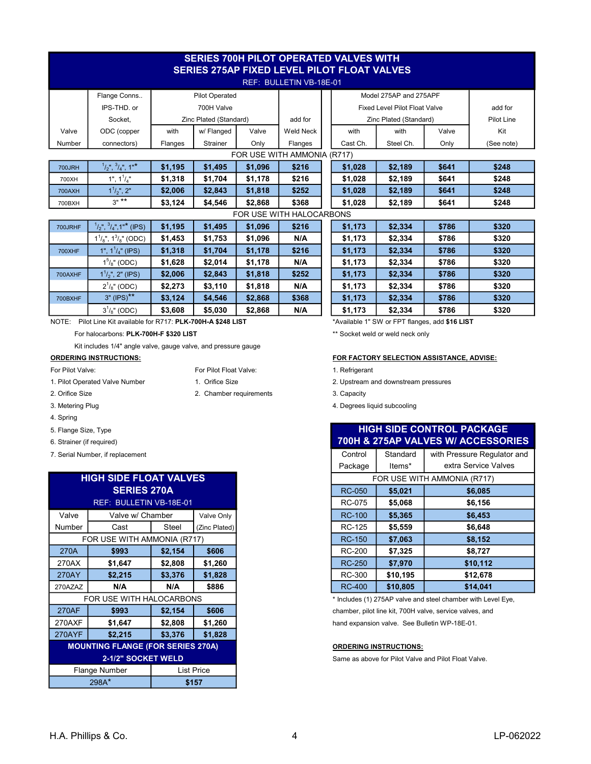## SERIES 700H PILOT OPERATED VALVES WITH SERIES 275AP FIXED LEVEL PILOT FLOAT VALVES

REF: BULLETIN VB-18E-01

| Valve Number | Flange Conns.. IPS-THD. or Socket, ODC (copper connectors) | Pilot Operated 700H Valve Zinc Plated (Standard) with Flanges | w/ Flanged Strainer | Valve Only | add for Weld Neck Flanges | Model 275AP and 275APF Fixed Level Pilot Float Valve Zinc Plated (Standard) with Cast Ch. | with Steel Ch. | Valve Only | add for Pilot Line Kit (See note) |
|---|---|---|---|---|---|---|---|---|---|
| FOR USE WITH AMMONIA (R717) | | | | | | | | | |
| 700JRH | 1/2", 3/4", 1"* | $1,195 | $1,495 | $1,096 | $216 | $1,028 | $2,189 | $641 | $248 |
| 700XH | 1", 1 1/4" | $1,318 | $1,704 | $1,178 | $216 | $1,028 | $2,189 | $641 | $248 |
| 700AXH | 1 1/2", 2" | $2,006 | $2,843 | $1,818 | $252 | $1,028 | $2,189 | $641 | $248 |
| 700BXH | 3" ** | $3,124 | $4,546 | $2,868 | $368 | $1,028 | $2,189 | $641 | $248 |
| FOR USE WITH HALOCARBONS | | | | | | | | | |
| 700JRHF | 1/2", 3/4",1"* (IPS) | $1,195 | $1,495 | $1,096 | $216 | $1,173 | $2,334 | $786 | $320 |
| | 1 1/8", 1 3/8" (ODC) | $1,453 | $1,753 | $1,096 | N/A | $1,173 | $2,334 | $786 | $320 |
| 700XHF | 1", 1 1/4" (IPS) | $1,318 | $1,704 | $1,178 | $216 | $1,173 | $2,334 | $786 | $320 |
| | 1 5/8" (ODC) | $1,628 | $2,014 | $1,178 | N/A | $1,173 | $2,334 | $786 | $320 |
| 700AXHF | 1 1/2", 2" (IPS) | $2,006 | $2,843 | $1,818 | $252 | $1,173 | $2,334 | $786 | $320 |
| | 2 1/8" (ODC) | $2,273 | $3,110 | $1,818 | N/A | $1,173 | $2,334 | $786 | $320 |
| 700BXHF | 3" (IPS)** | $3,124 | $4,546 | $2,868 | $368 | $1,173 | $2,334 | $786 | $320 |
| | 3 1/8" (ODC) | $3,608 | $5,030 | $2,868 | N/A | $1,173 | $2,334 | $786 | $320 |

NOTE: Pilot Line Kit available for R717: **PLK-700H-A $248 LIST**

For halocarbons: **PLK-700H-F $320 LIST**

Kit includes 1/4" angle valve, gauge valve, and pressure gauge

*Available 1" SW or FPT flanges, add **$16 LIST**

** Socket weld or weld neck only

**ORDERING INSTRUCTIONS:**

For Pilot Valve:
1. Pilot Operated Valve Number
2. Orifice Size
3. Metering Plug
4. Spring
5. Flange Size, Type
6. Strainer (if required)
7. Serial Number, if replacement

For Pilot Float Valve:
1. Orifice Size
2. Chamber requirements

**FOR FACTORY SELECTION ASSISTANCE, ADVISE:**

1. Refrigerant
2. Upstream and downstream pressures
3. Capacity
4. Degrees liquid subcooling

## HIGH SIDE FLOAT VALVES SERIES 270A

REF: BULLETIN VB-18E-01

| Valve Number | Valve w/ Chamber Cast | Steel | Valve Only (Zinc Plated) |
|---|---|---|---|
| FOR USE WITH AMMONIA (R717) | | | |
| 270A | $993 | $2,154 | $606 |
| 270AX | $1,647 | $2,808 | $1,260 |
| 270AY | $2,215 | $3,376 | $1,828 |
| 270AZAZ | N/A | N/A | $886 |
| FOR USE WITH HALOCARBONS | | | |
| 270AF | $993 | $2,154 | $606 |
| 270AXF | $1,647 | $2,808 | $1,260 |
| 270AYF | $2,215 | $3,376 | $1,828 |

**MOUNTING FLANGE (FOR SERIES 270A) 2-1/2" SOCKET WELD**

| Flange Number | List Price |
|---|---|
| 298A* | $157 |

## HIGH SIDE CONTROL PACKAGE 700H & 275AP VALVES W/ ACCESSORIES

| Control Package | Standard Items* | with Pressure Regulator and extra Service Valves |
|---|---|---|
| FOR USE WITH AMMONIA (R717) | | |
| RC-050 | $5,021 | $6,085 |
| RC-075 | $5,068 | $6,156 |
| RC-100 | $5,365 | $6,453 |
| RC-125 | $5,559 | $6,648 |
| RC-150 | $7,063 | $8,152 |
| RC-200 | $7,325 | $8,727 |
| RC-250 | $7,970 | $10,112 |
| RC-300 | $10,195 | $12,678 |
| RC-400 | $10,805 | $14,041 |

* Includes (1) 275AP valve and steel chamber with Level Eye, chamber, pilot line kit, 700H valve, service valves, and hand expansion valve. See Bulletin WP-18E-01.

**ORDERING INSTRUCTIONS:**

Same as above for Pilot Valve and Pilot Float Valve.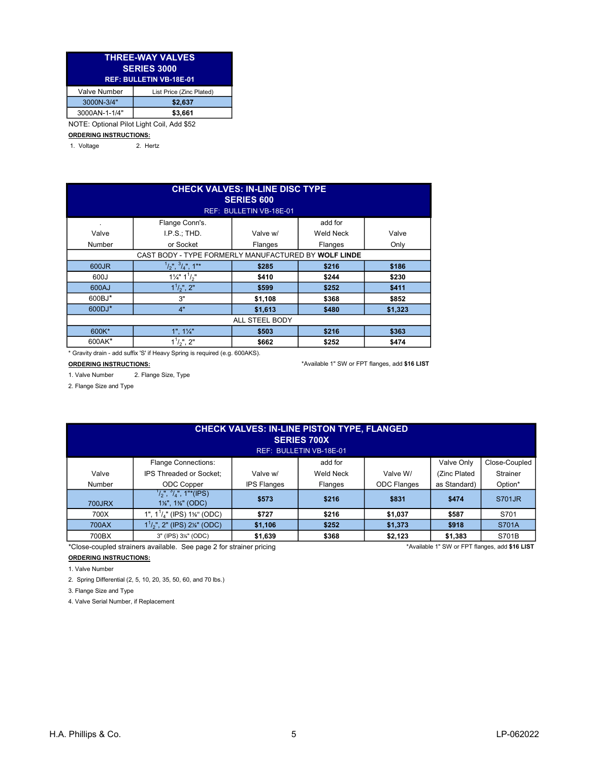## THREE-WAY VALVES
## SERIES 3000
**REF: BULLETIN VB-18E-01**

| Valve Number | List Price (Zinc Plated) |
|---|---|
| 3000N-3/4" | **$2,637** |
| 3000AN-1-1/4" | **$3,661** |

NOTE: Optional Pilot Light Coil, Add $52

**ORDERING INSTRUCTIONS:**

1. Voltage 2. Hertz

## CHECK VALVES: IN-LINE DISC TYPE
## SERIES 600
REF: BULLETIN VB-18E-01

| . Valve Number | Flange Conn's. I.P.S.; THD. or Socket | Valve w/ Flanges | add for Weld Neck Flanges | Valve Only |
|---|---|---|---|---|
| CAST BODY - TYPE FORMERLY MANUFACTURED BY **WOLF LINDE** | | | | |
| 600JR | 1/2", 3/4", 1"* | **$285** | **$216** | **$186** |
| 600J | 1¼" 1 1/2" | **$410** | **$244** | **$230** |
| 600AJ | 1 1/2", 2" | **$599** | **$252** | **$411** |
| 600BJ* | 3" | **$1,108** | **$368** | **$852** |
| 600DJ* | 4" | **$1,613** | **$480** | **$1,323** |
| ALL STEEL BODY | | | | |
| 600K* | 1", 1¼" | **$503** | **$216** | **$363** |
| 600AK* | 1 1/2", 2" | **$662** | **$252** | **$474** |

\* Gravity drain - add suffix 'S' if Heavy Spring is required (e.g. 600AKS).

*Available 1" SW or FPT flanges, add **$16 LIST**

**ORDERING INSTRUCTIONS:**

1. Valve Number 2. Flange Size, Type

2. Flange Size and Type

## CHECK VALVES: IN-LINE PISTON TYPE, FLANGED
## SERIES 700X
REF: BULLETIN VB-18E-01

| Valve Number | Flange Connections: IPS Threaded or Socket; ODC Copper | Valve w/ IPS Flanges | add for Weld Neck Flanges | Valve W/ ODC Flanges | Valve Only (Zinc Plated as Standard) | Close-Coupled Strainer Option* |
|---|---|---|---|---|---|---|
| 700JRX | 1/2", 3/4", 1"*(IPS) 1⅛", 1⅜" (ODC) | **$573** | **$216** | **$831** | **$474** | S701JR |
| 700X | 1", 1 1/4" (IPS) 1⅝" (ODC) | **$727** | **$216** | **$1,037** | **$587** | S701 |
| 700AX | 1 1/2", 2" (IPS) 2⅛" (ODC) | **$1,106** | **$252** | **$1,373** | **$918** | S701A |
| 700BX | 3" (IPS) 3⅛" (ODC) | **$1,639** | **$368** | **$2,123** | **$1,383** | S701B |

*Close-coupled strainers available. See page 2 for strainer pricing

*Available 1" SW or FPT flanges, add **$16 LIST**

**ORDERING INSTRUCTIONS:**

1. Valve Number
2. Spring Differential (2, 5, 10, 20, 35, 50, 60, and 70 lbs.)
3. Flange Size and Type
4. Valve Serial Number, if Replacement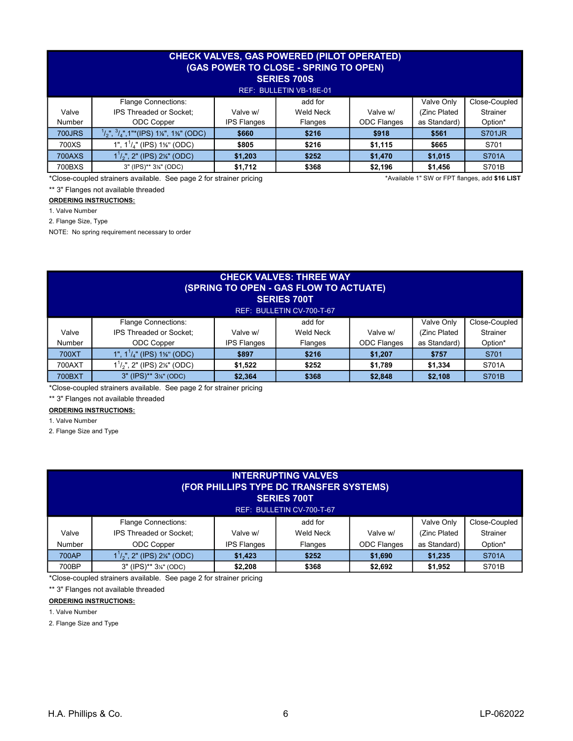## CHECK VALVES, GAS POWERED (PILOT OPERATED)
## (GAS POWER TO CLOSE - SPRING TO OPEN)
## SERIES 700S

REF: BULLETIN VB-18E-01

| Valve Number | Flange Connections: IPS Threaded or Socket; ODC Copper | Valve w/ IPS Flanges | add for Weld Neck Flanges | Valve w/ ODC Flanges | Valve Only (Zinc Plated as Standard) | Close-Coupled Strainer Option* |
|---|---|---|---|---|---|---|
| 700JRS | 1/2", 3/4",1"*(IPS) 1⅛", 1⅜" (ODC) | **$660** | **$216** | **$918** | **$561** | S701JR |
| 700XS | 1", 1 1/4" (IPS) 1⅝" (ODC) | **$805** | **$216** | **$1,115** | **$665** | S701 |
| 700AXS | 1 1/2", 2" (IPS) 2⅛" (ODC) | **$1,203** | **$252** | **$1,470** | **$1,015** | S701A |
| 700BXS | 3" (IPS)** 3⅛" (ODC) | **$1,712** | **$368** | **$2,196** | **$1,456** | S701B |

*Close-coupled strainers available. See page 2 for strainer pricing

*Available 1" SW or FPT flanges, add **$16 LIST**

** 3" Flanges not available threaded

**ORDERING INSTRUCTIONS:**

1. Valve Number
2. Flange Size, Type

NOTE: No spring requirement necessary to order

## CHECK VALVES: THREE WAY
## (SPRING TO OPEN - GAS FLOW TO ACTUATE)
## SERIES 700T

REF: BULLETIN CV-700-T-67

| Valve Number | Flange Connections: IPS Threaded or Socket; ODC Copper | Valve w/ IPS Flanges | add for Weld Neck Flanges | Valve w/ ODC Flanges | Valve Only (Zinc Plated as Standard) | Close-Coupled Strainer Option* |
|---|---|---|---|---|---|---|
| 700XT | 1", 1 1/4" (IPS) 1⅝" (ODC) | **$897** | **$216** | **$1,207** | **$757** | S701 |
| 700AXT | 1 1/2", 2" (IPS) 2⅛" (ODC) | **$1,522** | **$252** | **$1,789** | **$1,334** | S701A |
| 700BXT | 3" (IPS)** 3⅛" (ODC) | **$2,364** | **$368** | **$2,848** | **$2,108** | S701B |

*Close-coupled strainers available. See page 2 for strainer pricing

** 3" Flanges not available threaded

**ORDERING INSTRUCTIONS:**

1. Valve Number
2. Flange Size and Type

## INTERRUPTING VALVES
## (FOR PHILLIPS TYPE DC TRANSFER SYSTEMS)
## SERIES 700T

REF: BULLETIN CV-700-T-67

| Valve Number | Flange Connections: IPS Threaded or Socket; ODC Copper | Valve w/ IPS Flanges | add for Weld Neck Flanges | Valve w/ ODC Flanges | Valve Only (Zinc Plated as Standard) | Close-Coupled Strainer Option* |
|---|---|---|---|---|---|---|
| 700AP | 1 1/2", 2" (IPS) 2⅛" (ODC) | **$1,423** | **$252** | **$1,690** | **$1,235** | S701A |
| 700BP | 3" (IPS)** 3⅛" (ODC) | **$2,208** | **$368** | **$2,692** | **$1,952** | S701B |

*Close-coupled strainers available. See page 2 for strainer pricing

** 3" Flanges not available threaded

**ORDERING INSTRUCTIONS:**

1. Valve Number
2. Flange Size and Type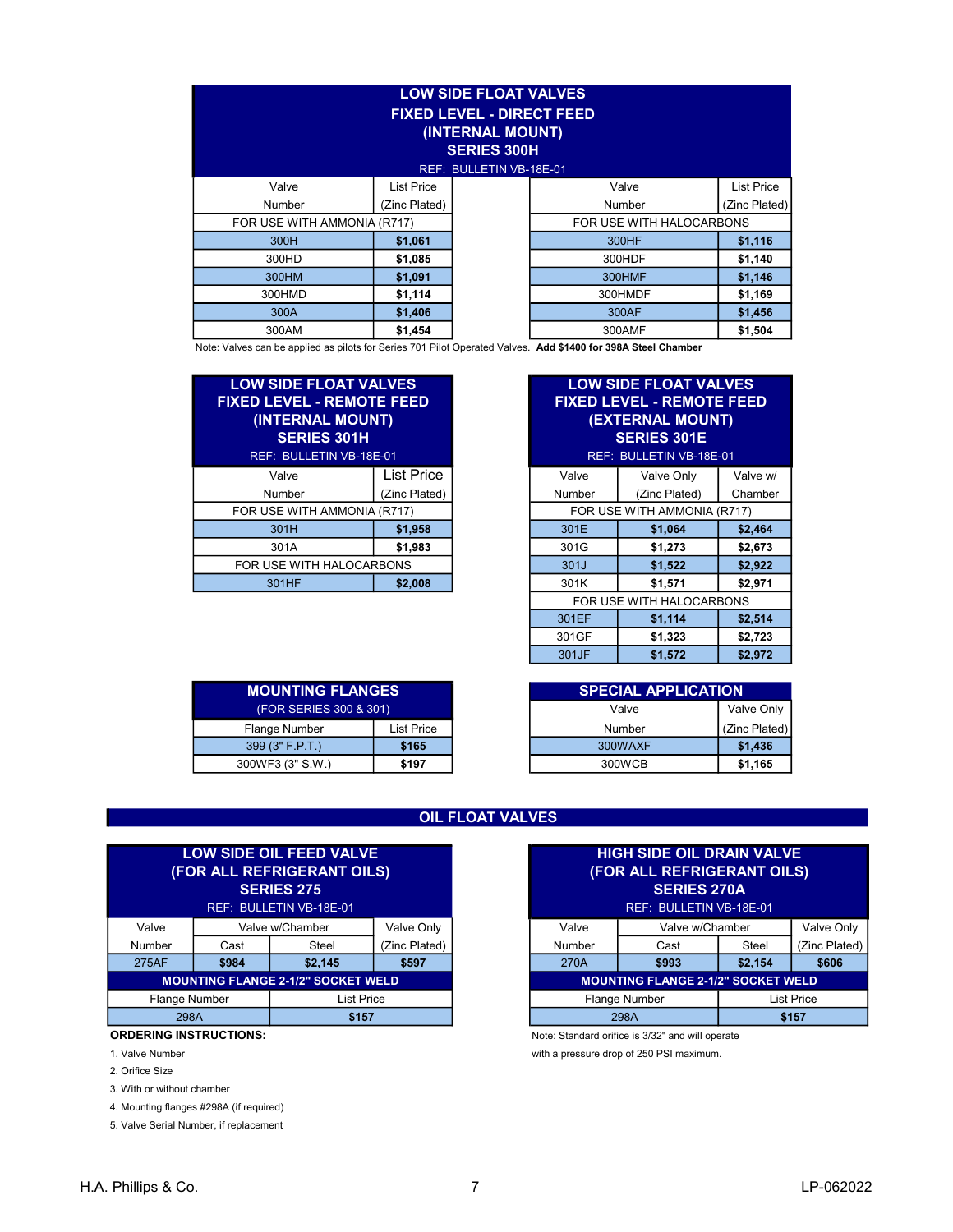## LOW SIDE FLOAT VALVES
## FIXED LEVEL - DIRECT FEED
## (INTERNAL MOUNT)
## SERIES 300H

REF: BULLETIN VB-18E-01

| Valve Number | List Price (Zinc Plated) | Valve Number | List Price (Zinc Plated) |
|---|---|---|---|
| FOR USE WITH AMMONIA (R717) | | FOR USE WITH HALOCARBONS | |
| 300H | **$1,061** | 300HF | **$1,116** |
| 300HD | **$1,085** | 300HDF | **$1,140** |
| 300HM | **$1,091** | 300HMF | **$1,146** |
| 300HMD | **$1,114** | 300HMDF | **$1,169** |
| 300A | **$1,406** | 300AF | **$1,456** |
| 300AM | **$1,454** | 300AMF | **$1,504** |

Note: Valves can be applied as pilots for Series 701 Pilot Operated Valves. **Add $1400 for 398A Steel Chamber**

## LOW SIDE FLOAT VALVES
## FIXED LEVEL - REMOTE FEED
## (INTERNAL MOUNT)
## SERIES 301H

REF: BULLETIN VB-18E-01

| Valve Number | List Price (Zinc Plated) |
|---|---|
| FOR USE WITH AMMONIA (R717) | |
| 301H | **$1,958** |
| 301A | **$1,983** |
| FOR USE WITH HALOCARBONS | |
| 301HF | **$2,008** |

## LOW SIDE FLOAT VALVES
## FIXED LEVEL - REMOTE FEED
## (EXTERNAL MOUNT)
## SERIES 301E

REF: BULLETIN VB-18E-01

| Valve Number | Valve Only (Zinc Plated) | Valve w/ Chamber |
|---|---|---|
| FOR USE WITH AMMONIA (R717) | | |
| 301E | **$1,064** | **$2,464** |
| 301G | **$1,273** | **$2,673** |
| 301J | **$1,522** | **$2,922** |
| 301K | **$1,571** | **$2,971** |
| FOR USE WITH HALOCARBONS | | |
| 301EF | **$1,114** | **$2,514** |
| 301GF | **$1,323** | **$2,723** |
| 301JF | **$1,572** | **$2,972** |

## MOUNTING FLANGES

(FOR SERIES 300 & 301)

| Flange Number | List Price |
|---|---|
| 399 (3" F.P.T.) | **$165** |
| 300WF3 (3" S.W.) | **$197** |

## SPECIAL APPLICATION

| Valve Number | Valve Only (Zinc Plated) |
|---|---|
| 300WAXF | **$1,436** |
| 300WCB | **$1,165** |

# OIL FLOAT VALVES

## LOW SIDE OIL FEED VALVE
## (FOR ALL REFRIGERANT OILS)
## SERIES 275

REF: BULLETIN VB-18E-01

| Valve Number | Valve w/Chamber | | Valve Only |
|---|---|---|---|
| | Cast | Steel | (Zinc Plated) |
| 275AF | **$984** | **$2,145** | **$597** |

**MOUNTING FLANGE 2-1/2" SOCKET WELD**

| Flange Number | List Price |
|---|---|
| 298A | **$157** |

## HIGH SIDE OIL DRAIN VALVE
## (FOR ALL REFRIGERANT OILS)
## SERIES 270A

REF: BULLETIN VB-18E-01

| Valve Number | Valve w/Chamber | | Valve Only |
|---|---|---|---|
| | Cast | Steel | (Zinc Plated) |
| 270A | **$993** | **$2,154** | **$606** |

**MOUNTING FLANGE 2-1/2" SOCKET WELD**

| Flange Number | List Price |
|---|---|
| 298A | **$157** |

Note: Standard orifice is 3/32" and will operate with a pressure drop of 250 PSI maximum.

**ORDERING INSTRUCTIONS:**

1. Valve Number
2. Orifice Size
3. With or without chamber
4. Mounting flanges #298A (if required)
5. Valve Serial Number, if replacement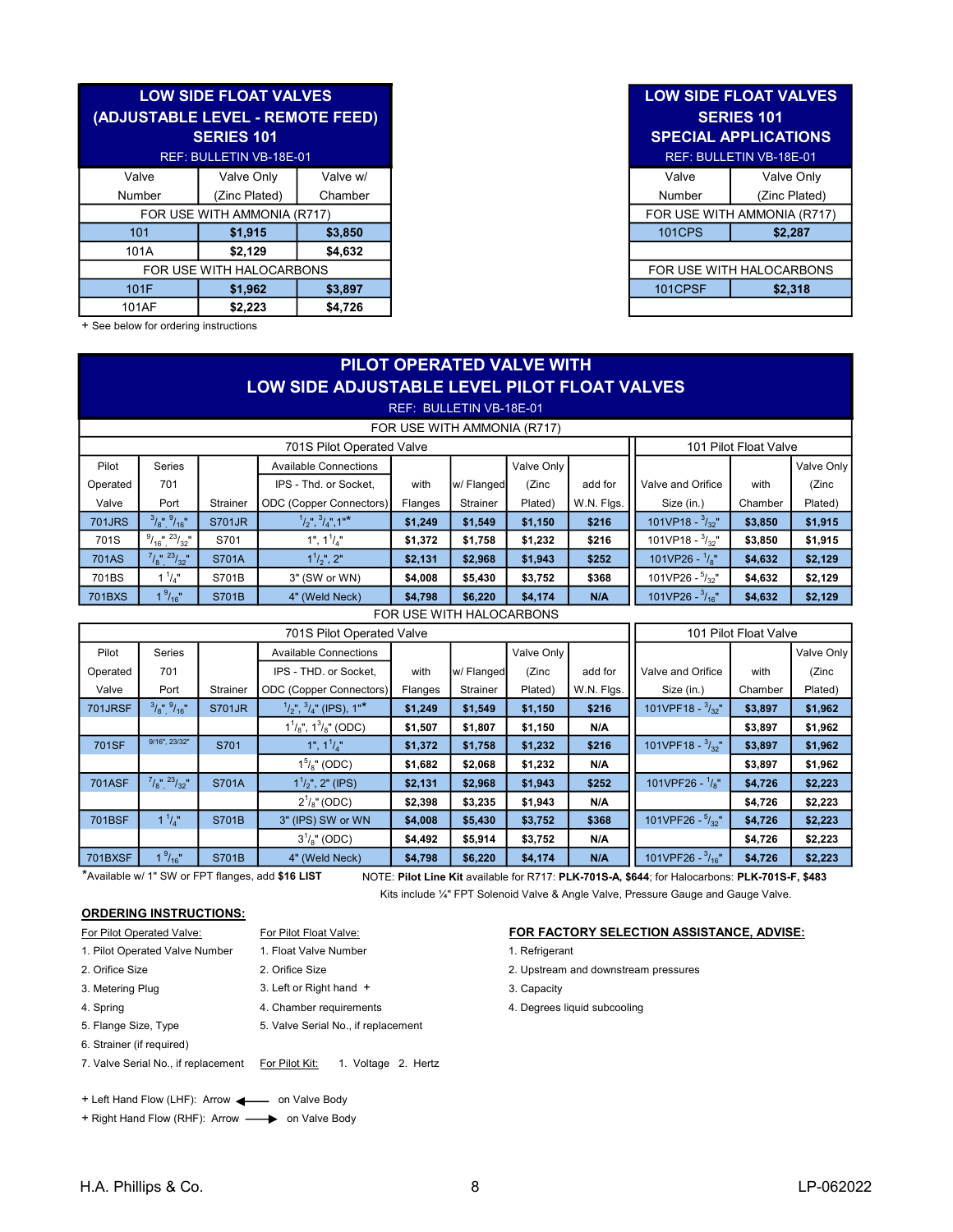| LOW SIDE FLOAT VALVES (ADJUSTABLE LEVEL - REMOTE FEED) SERIES 101 REF: BULLETIN VB-18E-01 | | |
|---|---|---|
| Valve Number | Valve Only (Zinc Plated) | Valve w/ Chamber |
| FOR USE WITH AMMONIA (R717) | | |
| 101 | **$1,915** | **$3,850** |
| 101A | **$2,129** | **$4,632** |
| FOR USE WITH HALOCARBONS | | |
| 101F | **$1,962** | **$3,897** |
| 101AF | **$2,223** | **$4,726** |

\+ See below for ordering instructions

| LOW SIDE FLOAT VALVES SERIES 101 SPECIAL APPLICATIONS REF: BULLETIN VB-18E-01 | |
|---|---|
| Valve Number | Valve Only (Zinc Plated) |
| FOR USE WITH AMMONIA (R717) | |
| 101CPS | **$2,287** |
| | |
| FOR USE WITH HALOCARBONS | |
| 101CPSF | **$2,318** |

## PILOT OPERATED VALVE WITH LOW SIDE ADJUSTABLE LEVEL PILOT FLOAT VALVES

REF: BULLETIN VB-18E-01

FOR USE WITH AMMONIA (R717)

| 701S Pilot Operated Valve | | | | | | | | 101 Pilot Float Valve | | |
|---|---|---|---|---|---|---|---|---|---|---|
| Pilot Operated Valve | Series 701 Port | Strainer | Available Connections IPS - Thd. or Socket, ODC (Copper Connectors) | with Flanges | w/ Flanged Strainer | Valve Only (Zinc Plated) | add for W.N. Flgs. | Valve and Orifice Size (in.) | with Chamber | Valve Only (Zinc Plated) |
| 701JRS | 3/8", 9/16" | S701JR | 1/2", 3/4", 1"* | **$1,249** | **$1,549** | **$1,150** | **$216** | 101VP18 - 3/32" | **$3,850** | **$1,915** |
| 701S | 9/16", 23/32" | S701 | 1", 1 1/4" | **$1,372** | **$1,758** | **$1,232** | **$216** | 101VP18 - 3/32" | **$3,850** | **$1,915** |
| 701AS | 7/8", 23/32" | S701A | 1 1/2", 2" | **$2,131** | **$2,968** | **$1,943** | **$252** | 101VP26 - 1/8" | **$4,632** | **$2,129** |
| 701BS | 1 1/4" | S701B | 3" (SW or WN) | **$4,008** | **$5,430** | **$3,752** | **$368** | 101VP26 - 5/32" | **$4,632** | **$2,129** |
| 701BXS | 1 9/16" | S701B | 4" (Weld Neck) | **$4,798** | **$6,220** | **$4,174** | **N/A** | 101VP26 - 3/16" | **$4,632** | **$2,129** |

FOR USE WITH HALOCARBONS

| 701S Pilot Operated Valve | | | | | | | | 101 Pilot Float Valve | | |
|---|---|---|---|---|---|---|---|---|---|---|
| Pilot Operated Valve | Series 701 Port | Strainer | Available Connections IPS - THD. or Socket, ODC (Copper Connectors) | with Flanges | w/ Flanged Strainer | Valve Only (Zinc Plated) | add for W.N. Flgs. | Valve and Orifice Size (in.) | with Chamber | Valve Only (Zinc Plated) |
| 701JRSF | 3/8", 9/16" | S701JR | 1/2", 3/4" (IPS), 1"* | **$1,249** | **$1,549** | **$1,150** | **$216** | 101VPF18 - 3/32" | **$3,897** | **$1,962** |
| | | | 1 1/8", 1 3/8" (ODC) | **$1,507** | **$1,807** | **$1,150** | **N/A** | | **$3,897** | **$1,962** |
| 701SF | 9/16", 23/32" | S701 | 1", 1 1/4" | **$1,372** | **$1,758** | **$1,232** | **$216** | 101VPF18 - 3/32" | **$3,897** | **$1,962** |
| | | | 1 5/8" (ODC) | **$1,682** | **$2,068** | **$1,232** | **N/A** | | **$3,897** | **$1,962** |
| 701ASF | 7/8", 23/32" | S701A | 1 1/2", 2" (IPS) | **$2,131** | **$2,968** | **$1,943** | **$252** | 101VPF26 - 1/8" | **$4,726** | **$2,223** |
| | | | 2 1/8" (ODC) | **$2,398** | **$3,235** | **$1,943** | **N/A** | | **$4,726** | **$2,223** |
| 701BSF | 1 1/4" | S701B | 3" (IPS) SW or WN | **$4,008** | **$5,430** | **$3,752** | **$368** | 101VPF26 - 5/32" | **$4,726** | **$2,223** |
| | | | 3 1/8" (ODC) | **$4,492** | **$5,914** | **$3,752** | **N/A** | | **$4,726** | **$2,223** |
| 701BXSF | 1 9/16" | S701B | 4" (Weld Neck) | **$4,798** | **$6,220** | **$4,174** | **N/A** | 101VPF26 - 3/16" | **$4,726** | **$2,223** |

*Available w/ 1" SW or FPT flanges, add **$16 LIST**

NOTE: **Pilot Line Kit** available for R717: **PLK-701S-A, $644**; for Halocarbons: **PLK-701S-F, $483**
Kits include ¼" FPT Solenoid Valve & Angle Valve, Pressure Gauge and Gauge Valve.

### ORDERING INSTRUCTIONS:

For Pilot Operated Valve:
1. Pilot Operated Valve Number
2. Orifice Size
3. Metering Plug
4. Spring
5. Flange Size, Type
6. Strainer (if required)
7. Valve Serial No., if replacement

For Pilot Float Valve:
1. Float Valve Number
2. Orifice Size
3. Left or Right hand +
4. Chamber requirements
5. Valve Serial No., if replacement

For Pilot Kit: 1. Voltage 2. Hertz

**FOR FACTORY SELECTION ASSISTANCE, ADVISE:**
1. Refrigerant
2. Upstream and downstream pressures
3. Capacity
4. Degrees liquid subcooling

\+ Left Hand Flow (LHF): Arrow ⟵ on Valve Body
\+ Right Hand Flow (RHF): Arrow ⟶ on Valve Body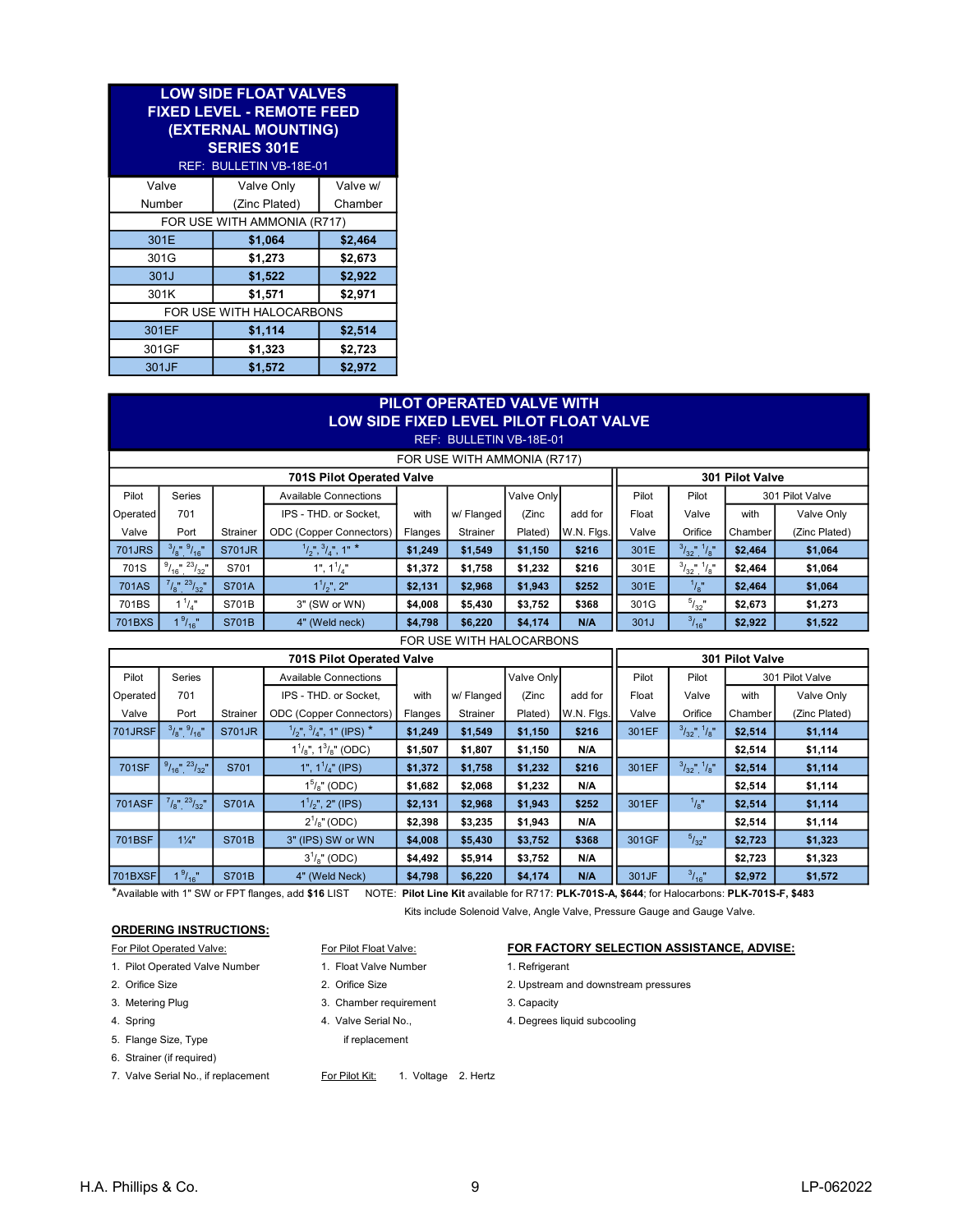## LOW SIDE FLOAT VALVES FIXED LEVEL - REMOTE FEED (EXTERNAL MOUNTING) SERIES 301E

REF: BULLETIN VB-18E-01

| Valve Number | Valve Only (Zinc Plated) | Valve w/ Chamber |
|---|---|---|
| FOR USE WITH AMMONIA (R717) | | |
| 301E | **$1,064** | **$2,464** |
| 301G | **$1,273** | **$2,673** |
| 301J | **$1,522** | **$2,922** |
| 301K | **$1,571** | **$2,971** |
| FOR USE WITH HALOCARBONS | | |
| 301EF | **$1,114** | **$2,514** |
| 301GF | **$1,323** | **$2,723** |
| 301JF | **$1,572** | **$2,972** |

## PILOT OPERATED VALVE WITH LOW SIDE FIXED LEVEL PILOT FLOAT VALVE

REF: BULLETIN VB-18E-01

FOR USE WITH AMMONIA (R717)

| 701S Pilot Operated Valve | | | | | | | | 301 Pilot Valve | | | |
|---|---|---|---|---|---|---|---|---|---|---|---|
| Pilot Operated Valve | Series 701 Port | Strainer | Available Connections IPS - THD. or Socket, ODC (Copper Connectors) | with Flanges | w/ Flanged Strainer | Valve Only (Zinc Plated) | add for W.N. Flgs. | Pilot Float Valve | Pilot Valve Orifice | 301 Pilot Valve with Chamber | 301 Pilot Valve Valve Only (Zinc Plated) |
| 701JRS | 3/8", 9/16" | S701JR | 1/2", 3/4", 1" * | **$1,249** | **$1,549** | **$1,150** | **$216** | 301E | 3/32", 1/8" | **$2,464** | **$1,064** |
| 701S | 9/16", 23/32" | S701 | 1", 1 1/4" | **$1,372** | **$1,758** | **$1,232** | **$216** | 301E | 3/32", 1/8" | **$2,464** | **$1,064** |
| 701AS | 7/8", 23/32" | S701A | 1 1/2", 2" | **$2,131** | **$2,968** | **$1,943** | **$252** | 301E | 1/8" | **$2,464** | **$1,064** |
| 701BS | 1 1/4" | S701B | 3" (SW or WN) | **$4,008** | **$5,430** | **$3,752** | **$368** | 301G | 5/32" | **$2,673** | **$1,273** |
| 701BXS | 1 9/16" | S701B | 4" (Weld neck) | **$4,798** | **$6,220** | **$4,174** | **N/A** | 301J | 3/16" | **$2,922** | **$1,522** |

FOR USE WITH HALOCARBONS

| 701S Pilot Operated Valve | | | | | | | | 301 Pilot Valve | | | |
|---|---|---|---|---|---|---|---|---|---|---|---|
| Pilot Operated Valve | Series 701 Port | Strainer | Available Connections IPS - THD. or Socket, ODC (Copper Connectors) | with Flanges | w/ Flanged Strainer | Valve Only (Zinc Plated) | add for W.N. Flgs. | Pilot Float Valve | Pilot Valve Orifice | 301 Pilot Valve with Chamber | 301 Pilot Valve Valve Only (Zinc Plated) |
| 701JRSF | 3/8", 9/16" | S701JR | 1/2", 3/4", 1" (IPS) * | **$1,249** | **$1,549** | **$1,150** | **$216** | 301EF | 3/32", 1/8" | **$2,514** | **$1,114** |
| | | | 1 1/8", 1 3/8" (ODC) | **$1,507** | **$1,807** | **$1,150** | **N/A** | | | **$2,514** | **$1,114** |
| 701SF | 9/16", 23/32" | S701 | 1", 1 1/4" (IPS) | **$1,372** | **$1,758** | **$1,232** | **$216** | 301EF | 3/32", 1/8" | **$2,514** | **$1,114** |
| | | | 1 5/8" (ODC) | **$1,682** | **$2,068** | **$1,232** | **N/A** | | | **$2,514** | **$1,114** |
| 701ASF | 7/8", 23/32" | S701A | 1 1/2", 2" (IPS) | **$2,131** | **$2,968** | **$1,943** | **$252** | 301EF | 1/8" | **$2,514** | **$1,114** |
| | | | 2 1/8" (ODC) | **$2,398** | **$3,235** | **$1,943** | **N/A** | | | **$2,514** | **$1,114** |
| 701BSF | 1¼" | S701B | 3" (IPS) SW or WN | **$4,008** | **$5,430** | **$3,752** | **$368** | 301GF | 5/32" | **$2,723** | **$1,323** |
| | | | 3 1/8" (ODC) | **$4,492** | **$5,914** | **$3,752** | **N/A** | | | **$2,723** | **$1,323** |
| 701BXSF | 1 9/16" | S701B | 4" (Weld Neck) | **$4,798** | **$6,220** | **$4,174** | **N/A** | 301JF | 3/16" | **$2,972** | **$1,572** |

*Available with 1" SW or FPT flanges, add **$16** LIST    NOTE: **Pilot Line Kit** available for R717: **PLK-701S-A, $644**; for Halocarbons: **PLK-701S-F, $483**

Kits include Solenoid Valve, Angle Valve, Pressure Gauge and Gauge Valve.

### ORDERING INSTRUCTIONS:

For Pilot Operated Valve:

1. Pilot Operated Valve Number
2. Orifice Size
3. Metering Plug
4. Spring
5. Flange Size, Type
6. Strainer (if required)
7. Valve Serial No., if replacement

For Pilot Float Valve:

1. Float Valve Number
2. Orifice Size
3. Chamber requirement
4. Valve Serial No., if replacement

For Pilot Kit: 1. Voltage 2. Hertz

### FOR FACTORY SELECTION ASSISTANCE, ADVISE:

1. Refrigerant
2. Upstream and downstream pressures
3. Capacity
4. Degrees liquid subcooling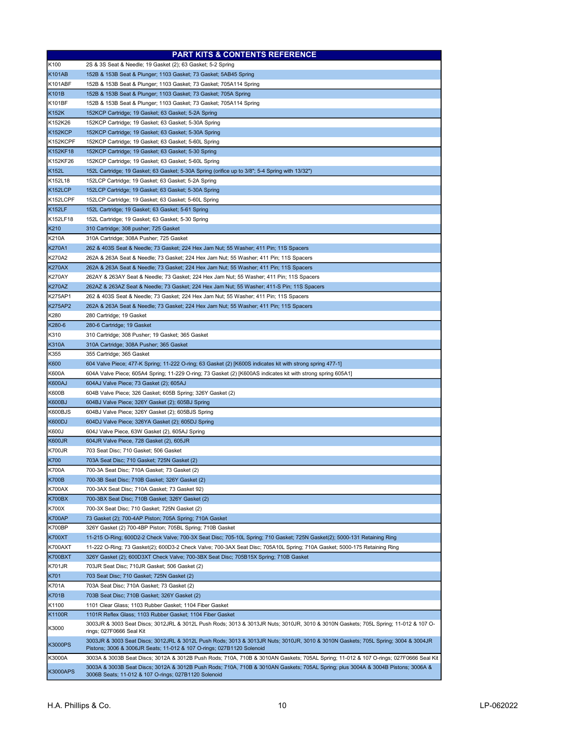| PART KITS & CONTENTS REFERENCE | |
|---|---|
| K100 | 2S & 3S Seat & Needle; 19 Gasket (2); 63 Gasket; 5-2 Spring |
| K101AB | 152B & 153B Seat & Plunger; 1103 Gasket; 73 Gasket; 5AB45 Spring |
| K101ABF | 152B & 153B Seat & Plunger; 1103 Gasket; 73 Gasket; 705A114 Spring |
| K101B | 152B & 153B Seat & Plunger; 1103 Gasket; 73 Gasket; 705A Spring |
| K101BF | 152B & 153B Seat & Plunger; 1103 Gasket; 73 Gasket; 705A114 Spring |
| K152K | 152KCP Cartridge; 19 Gasket; 63 Gasket; 5-2A Spring |
| K152K26 | 152KCP Cartridge; 19 Gasket; 63 Gasket; 5-30A Spring |
| K152KCP | 152KCP Cartridge; 19 Gasket; 63 Gasket; 5-30A Spring |
| K152KCPF | 152KCP Cartridge; 19 Gasket; 63 Gasket; 5-60L Spring |
| K152KF18 | 152KCP Cartridge; 19 Gasket; 63 Gasket; 5-30 Spring |
| K152KF26 | 152KCP Cartridge; 19 Gasket; 63 Gasket; 5-60L Spring |
| K152L | 152L Cartridge; 19 Gasket; 63 Gasket; 5-30A Spring (orifice up to 3/8"; 5-4 Spring with 13/32") |
| K152L18 | 152LCP Cartridge; 19 Gasket; 63 Gasket; 5-2A Spring |
| K152LCP | 152LCP Cartridge; 19 Gasket; 63 Gasket; 5-30A Spring |
| K152LCPF | 152LCP Cartridge; 19 Gasket; 63 Gasket; 5-60L Spring |
| K152LF | 152L Cartridge; 19 Gasket; 63 Gasket; 5-61 Spring |
| K152LF18 | 152L Cartridge; 19 Gasket; 63 Gasket; 5-30 Spring |
| K210 | 310 Cartridge; 308 pusher; 725 Gasket |
| K210A | 310A Cartridge; 308A Pusher; 725 Gasket |
| K270A1 | 262 & 403S Seat & Needle; 73 Gasket; 224 Hex Jam Nut; 55 Washer; 411 Pin; 11S Spacers |
| K270A2 | 262A & 263A Seat & Needle; 73 Gasket; 224 Hex Jam Nut; 55 Washer; 411 Pin; 11S Spacers |
| K270AX | 262A & 263A Seat & Needle; 73 Gasket; 224 Hex Jam Nut; 55 Washer; 411 Pin; 11S Spacers |
| K270AY | 262AY & 263AY Seat & Needle; 73 Gasket; 224 Hex Jam Nut; 55 Washer; 411 Pin; 11S Spacers |
| K270AZ | 262AZ & 263AZ Seat & Needle; 73 Gasket; 224 Hex Jam Nut; 55 Washer; 411-S Pin; 11S Spacers |
| K275AP1 | 262 & 403S Seat & Needle; 73 Gasket; 224 Hex Jam Nut; 55 Washer; 411 Pin; 11S Spacers |
| K275AP2 | 262A & 263A Seat & Needle; 73 Gasket; 224 Hex Jam Nut; 55 Washer; 411 Pin; 11S Spacers |
| K280 | 280 Cartridge; 19 Gasket |
| K280-6 | 280-6 Cartridge; 19 Gasket |
| K310 | 310 Cartridge; 308 Pusher; 19 Gasket; 365 Gasket |
| K310A | 310A Cartridge; 308A Pusher; 365 Gasket |
| K355 | 355 Cartridge; 365 Gasket |
| K600 | 604 Valve Piece; 477-K Spring; 11-222 O-ring; 63 Gasket (2) [K600S indicates kit with strong spring 477-1] |
| K600A | 604A Valve Piece; 605A4 Spring; 11-229 O-ring; 73 Gasket (2) [K600AS indicates kit with strong spring 605A1] |
| K600AJ | 604AJ Valve Piece; 73 Gasket (2); 605AJ |
| K600B | 604B Valve Piece; 326 Gasket; 605B Spring; 326Y Gasket (2) |
| K600BJ | 604BJ Valve Piece; 326Y Gasket (2); 605BJ Spring |
| K600BJS | 604BJ Valve Piece; 326Y Gasket (2); 605BJS Spring |
| K600DJ | 604DJ Valve Piece; 326YA Gasket (2); 605DJ Spring |
| K600J | 604J Valve Piece, 63W Gasket (2), 605AJ Spring |
| K600JR | 604JR Valve Piece, 728 Gasket (2), 605JR |
| K700JR | 703 Seat Disc; 710 Gasket; 506 Gasket |
| K700 | 703A Seat Disc; 710 Gasket; 725N Gasket (2) |
| K700A | 700-3A Seat Disc; 710A Gasket; 73 Gasket (2) |
| K700B | 700-3B Seat Disc; 710B Gasket; 326Y Gasket (2) |
| K700AX | 700-3AX Seat Disc; 710A Gasket; 73 Gasket 92) |
| K700BX | 700-3BX Seat Disc; 710B Gasket; 326Y Gasket (2) |
| K700X | 700-3X Seat Disc; 710 Gasket; 725N Gasket (2) |
| K700AP | 73 Gasket (2); 700-4AP Piston; 705A Spring; 710A Gasket |
| K700BP | 326Y Gasket (2) 700-4BP Piston; 705BL Spring; 710B Gasket |
| K700XT | 11-215 O-Ring; 600D2-2 Check Valve; 700-3X Seat Disc; 705-10L Spring; 710 Gasket; 725N Gasket(2); 5000-131 Retaining Ring |
| K700AXT | 11-222 O-Ring; 73 Gasket(2); 600D3-2 Check Valve; 700-3AX Seat Disc; 705A10L Spring; 710A Gasket; 5000-175 Retaining Ring |
| K700BXT | 326Y Gasket (2); 600D3XT Check Valve; 700-3BX Seat Disc; 705B15X Spring; 710B Gasket |
| K701JR | 703JR Seat Disc; 710JR Gasket; 506 Gasket (2) |
| K701 | 703 Seat Disc; 710 Gasket; 725N Gasket (2) |
| K701A | 703A Seat Disc; 710A Gasket; 73 Gasket (2) |
| K701B | 703B Seat Disc; 710B Gasket; 326Y Gasket (2) |
| K1100 | 1101 Clear Glass; 1103 Rubber Gasket; 1104 Fiber Gasket |
| K1100R | 1101R Reflex Glass; 1103 Rubber Gasket; 1104 Fiber Gasket |
| K3000 | 3003JR & 3003 Seat Discs; 3012JRL & 3012L Push Rods; 3013 & 3013JR Nuts; 3010JR, 3010 & 3010N Gaskets; 705L Spring; 11-012 & 107 O-rings; 027F0666 Seal Kit |
| K3000PS | 3003JR & 3003 Seat Discs; 3012JRL & 3012L Push Rods; 3013 & 3013JR Nuts; 3010JR, 3010 & 3010N Gaskets; 705L Spring; 3004 & 3004JR Pistons; 3006 & 3006JR Seats; 11-012 & 107 O-rings; 027B1120 Solenoid |
| K3000A | 3003A & 3003B Seat Discs; 3012A & 3012B Push Rods; 710A, 710B & 3010AN Gaskets; 705AL Spring; 11-012 & 107 O-rings; 027F0666 Seal Kit |
| K3000APS | 3003A & 3003B Seat Discs; 3012A & 3012B Push Rods; 710A, 710B & 3010AN Gaskets; 705AL Spring; plus 3004A & 3004B Pistons; 3006A & 3006B Seats; 11-012 & 107 O-rings; 027B1120 Solenoid |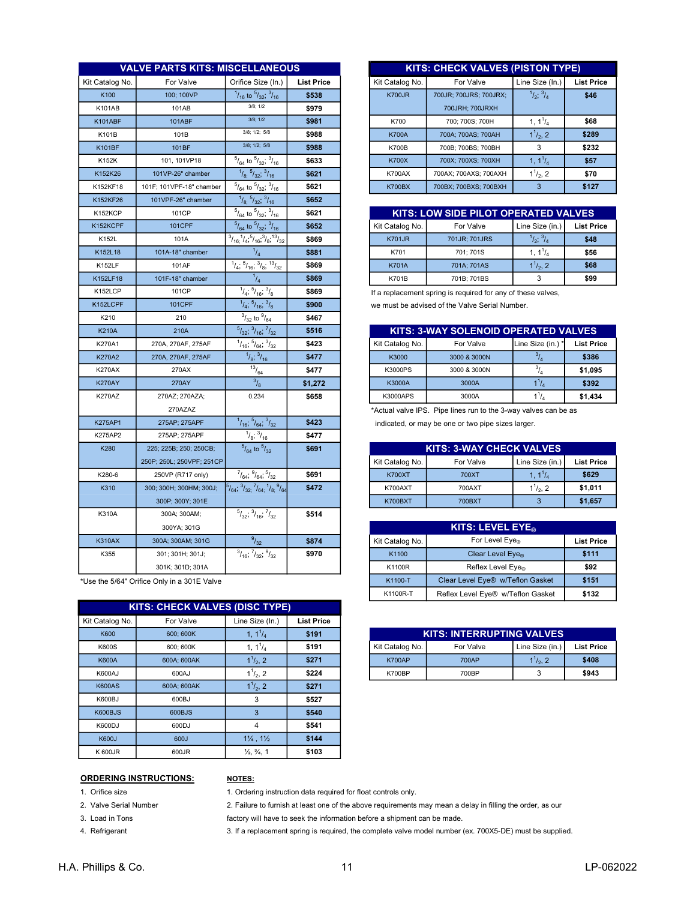## VALVE PARTS KITS: MISCELLANEOUS

| Kit Catalog No. | For Valve | Orifice Size (In.) | List Price |
|---|---|---|---|
| K100 | 100; 100VP | 1/16 to 5/32; 3/16 | $538 |
| K101AB | 101AB | 3/8; 1/2 | $979 |
| K101ABF | 101ABF | 3/8; 1/2 | $981 |
| K101B | 101B | 3/8; 1/2; 5/8 | $988 |
| K101BF | 101BF | 3/8; 1/2; 5/8 | $988 |
| K152K | 101, 101VP18 | 5/64 to 5/32; 3/16 | $633 |
| K152K26 | 101VP-26" chamber | 1/8; 5/32; 3/16 | $621 |
| K152KF18 | 101F; 101VPF-18" chamber | 5/64 to 5/32; 3/16 | $621 |
| K152KF26 | 101VPF-26" chamber | 1/8; 5/32; 3/16 | $652 |
| K152KCP | 101CP | 5/64 to 5/32; 3/16 | $621 |
| K152KCPF | 101CPF | 5/64 to 5/32; 3/16 | $652 |
| K152L | 101A | 3/16; 1/4; 5/16; 3/8; 13/32 | $869 |
| K152L18 | 101A-18" chamber | 1/4 | $881 |
| K152LF | 101AF | 1/4; 5/16; 3/8; 13/32 | $869 |
| K152LF18 | 101F-18" chamber | 1/4 | $869 |
| K152LCP | 101CP | 1/4; 5/16; 3/8 | $869 |
| K152LCPF | 101CPF | 1/4; 5/16; 3/8 | $900 |
| K210 | 210 | 3/32 to 9/64 | $467 |
| K210A | 210A | 5/32; 3/16; 7/32 | $516 |
| K270A1 | 270A, 270AF, 275AF | 1/16; 5/64; 3/32 | $423 |
| K270A2 | 270A, 270AF, 275AF | 1/8; 3/16 | $477 |
| K270AX | 270AX | 13/64 | $477 |
| K270AY | 270AY | 3/8 | $1,272 |
| K270AZ | 270AZ; 270AZA; 270AZAZ | 0.234 | $658 |
| K275AP1 | 275AP; 275APF | 1/16; 5/64; 3/32 | $423 |
| K275AP2 | 275AP; 275APF | 1/8; 3/16 | $477 |
| K280 | 225; 225B; 250; 250CB; 250P; 250L; 250VPF; 251CP | 5/64 to 5/32 | $691 |
| K280-6 | 250VP (R717 only) | 7/64; 9/64; 5/32 | $691 |
| K310 | 300; 300H; 300HM; 300J; 300P; 300Y; 301E | 5/64; 3/32; 7/64; 1/8; 9/64 | $472 |
| K310A | 300A; 300AM; 300YA; 301G | 5/32; 3/16; 7/32 | $514 |
| K310AX | 300A; 300AM; 301G | 9/32 | $874 |
| K355 | 301; 301H; 301J; 301K; 301D; 301A | 3/16; 7/32; 9/32 | $970 |

*Use the 5/64" Orifice Only in a 301E Valve

## KITS: CHECK VALVES (DISC TYPE)

| Kit Catalog No. | For Valve | Line Size (In.) | List Price |
|---|---|---|---|
| K600 | 600; 600K | 1, 1 1/4 | $191 |
| K600S | 600; 600K | 1, 1 1/4 | $191 |
| K600A | 600A; 600AK | 1 1/2, 2 | $271 |
| K600AJ | 600AJ | 1 1/2, 2 | $224 |
| K600AS | 600A; 600AK | 1 1/2, 2 | $271 |
| K600BJ | 600BJ | 3 | $527 |
| K600BJS | 600BJS | 3 | $540 |
| K600DJ | 600DJ | 4 | $541 |
| K600J | 600J | 1¼ , 1½ | $144 |
| K 600JR | 600JR | ½, ¾, 1 | $103 |

## KITS: CHECK VALVES (PISTON TYPE)

| Kit Catalog No. | For Valve | Line Size (In.) | List Price |
|---|---|---|---|
| K700JR | 700JR; 700JRS; 700JRX; 700JRH; 700JRXH | 1/2; 3/4 | $46 |
| K700 | 700; 700S; 700H | 1, 1 1/4 | $68 |
| K700A | 700A; 700AS; 700AH | 1 1/2, 2 | $289 |
| K700B | 700B; 700BS; 700BH | 3 | $232 |
| K700X | 700X; 700XS; 700XH | 1, 1 1/4 | $57 |
| K700AX | 700AX; 700AXS; 700AXH | 1 1/2, 2 | $70 |
| K700BX | 700BX; 700BXS; 700BXH | 3 | $127 |

## KITS: LOW SIDE PILOT OPERATED VALVES

| Kit Catalog No. | For Valve | Line Size (in.) | List Price |
|---|---|---|---|
| K701JR | 701JR; 701JRS | 1/2; 3/4 | $48 |
| K701 | 701; 701S | 1, 1 1/4 | $56 |
| K701A | 701A; 701AS | 1 1/2, 2 | $68 |
| K701B | 701B; 701BS | 3 | $99 |

If a replacement spring is required for any of these valves, we must be advised of the Valve Serial Number.

## KITS: 3-WAY SOLENOID OPERATED VALVES

| Kit Catalog No. | For Valve | Line Size (in.) * | List Price |
|---|---|---|---|
| K3000 | 3000 & 3000N | 3/4 | $386 |
| K3000PS | 3000 & 3000N | 3/4 | $1,095 |
| K3000A | 3000A | 1 1/4 | $392 |
| K3000APS | 3000A | 1 1/4 | $1,434 |

*Actual valve IPS. Pipe lines run to the 3-way valves can be as indicated, or may be one or two pipe sizes larger.

## KITS: 3-WAY CHECK VALVES

| Kit Catalog No. | For Valve | Line Size (in.) | List Price |
|---|---|---|---|
| K700XT | 700XT | 1, 1 1/4 | $629 |
| K700AXT | 700AXT | 1 1/2, 2 | $1,011 |
| K700BXT | 700BXT | 3 | $1,657 |

## KITS: LEVEL EYE®

| Kit Catalog No. | For Level Eye® | List Price |
|---|---|---|
| K1100 | Clear Level Eye® | $111 |
| K1100R | Reflex Level Eye® | $92 |
| K1100-T | Clear Level Eye® w/Teflon Gasket | $151 |
| K1100R-T | Reflex Level Eye® w/Teflon Gasket | $132 |

## KITS: INTERRUPTING VALVES

| Kit Catalog No. | For Valve | Line Size (in.) | List Price |
|---|---|---|---|
| K700AP | 700AP | 1 1/2, 2 | $408 |
| K700BP | 700BP | 3 | $943 |

**ORDERING INSTRUCTIONS:**

1. Orifice size
2. Valve Serial Number
3. Load in Tons
4. Refrigerant

**NOTES:**

1. Ordering instruction data required for float controls only.
2. Failure to furnish at least one of the above requirements may mean a delay in filling the order, as our factory will have to seek the information before a shipment can be made.
3. If a replacement spring is required, the complete valve model number (ex. 700X5-DE) must be supplied.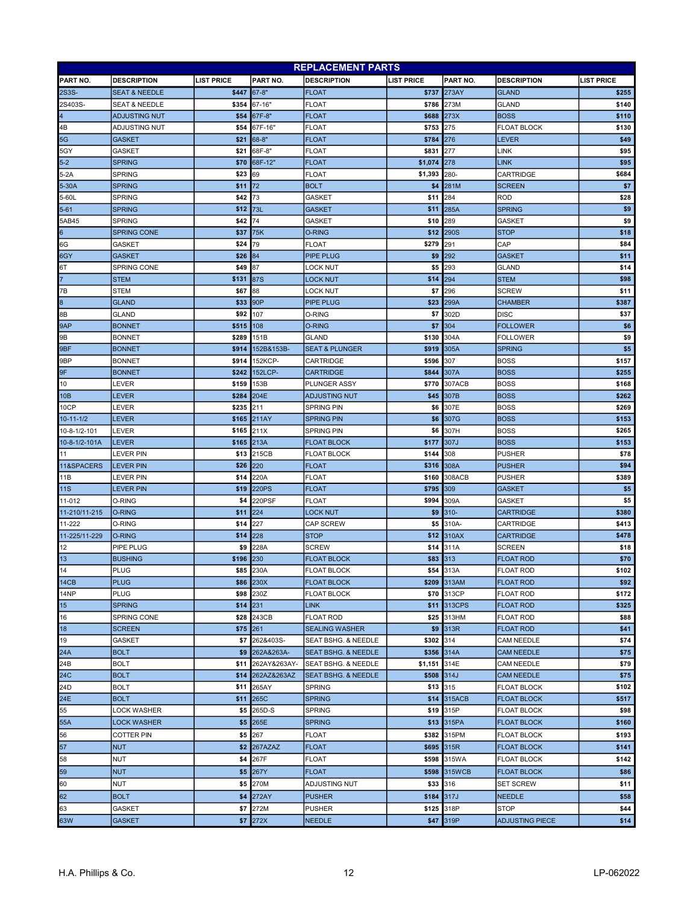| REPLACEMENT PARTS | | | | | | | | |
|---|---|---|---|---|---|---|---|---|
| PART NO. | DESCRIPTION | LIST PRICE | PART NO. | DESCRIPTION | LIST PRICE | PART NO. | DESCRIPTION | LIST PRICE |
| 2S3S- | SEAT & NEEDLE | $447 | 67-8" | FLOAT | $737 | 273AY | GLAND | $255 |
| 2S403S- | SEAT & NEEDLE | $354 | 67-16" | FLOAT | $786 | 273M | GLAND | $140 |
| 4 | ADJUSTING NUT | $54 | 67F-8" | FLOAT | $688 | 273X | BOSS | $110 |
| 4B | ADJUSTING NUT | $54 | 67F-16" | FLOAT | $753 | 275 | FLOAT BLOCK | $130 |
| 5G | GASKET | $21 | 68-8" | FLOAT | $784 | 276 | LEVER | $49 |
| 5GY | GASKET | $21 | 68F-8" | FLOAT | $831 | 277 | LINK | $95 |
| 5-2 | SPRING | $70 | 68F-12" | FLOAT | $1,074 | 278 | LINK | $95 |
| 5-2A | SPRING | $23 | 69 | FLOAT | $1,393 | 280- | CARTRIDGE | $684 |
| 5-30A | SPRING | $11 | 72 | BOLT | $4 | 281M | SCREEN | $7 |
| 5-60L | SPRING | $42 | 73 | GASKET | $11 | 284 | ROD | $28 |
| 5-61 | SPRING | $12 | 73L | GASKET | $11 | 285A | SPRING | $9 |
| 5AB45 | SPRING | $42 | 74 | GASKET | $10 | 289 | GASKET | $9 |
| 6 | SPRING CONE | $37 | 75K | O-RING | $12 | 290S | STOP | $18 |
| 6G | GASKET | $24 | 79 | FLOAT | $279 | 291 | CAP | $84 |
| 6GY | GASKET | $26 | 84 | PIPE PLUG | $9 | 292 | GASKET | $11 |
| 6T | SPRING CONE | $49 | 87 | LOCK NUT | $5 | 293 | GLAND | $14 |
| 7 | STEM | $131 | 87S | LOCK NUT | $14 | 294 | STEM | $98 |
| 7B | STEM | $67 | 88 | LOCK NUT | $7 | 296 | SCREW | $11 |
| 8 | GLAND | $33 | 90P | PIPE PLUG | $23 | 299A | CHAMBER | $387 |
| 8B | GLAND | $92 | 107 | O-RING | $7 | 302D | DISC | $37 |
| 9AP | BONNET | $515 | 108 | O-RING | $7 | 304 | FOLLOWER | $6 |
| 9B | BONNET | $289 | 151B | GLAND | $130 | 304A | FOLLOWER | $9 |
| 9BF | BONNET | $914 | 152B&153B- | SEAT & PLUNGER | $919 | 305A | SPRING | $5 |
| 9BP | BONNET | $914 | 152KCP- | CARTRIDGE | $596 | 307 | BOSS | $157 |
| 9F | BONNET | $242 | 152LCP- | CARTRIDGE | $844 | 307A | BOSS | $255 |
| 10 | LEVER | $159 | 153B | PLUNGER ASSY | $770 | 307ACB | BOSS | $168 |
| 10B | LEVER | $284 | 204E | ADJUSTING NUT | $45 | 307B | BOSS | $262 |
| 10CP | LEVER | $235 | 211 | SPRING PIN | $6 | 307E | BOSS | $269 |
| 10-11-1/2 | LEVER | $165 | 211AY | SPRING PIN | $6 | 307G | BOSS | $153 |
| 10-8-1/2-101 | LEVER | $165 | 211X | SPRING PIN | $6 | 307H | BOSS | $265 |
| 10-8-1/2-101A | LEVER | $165 | 213A | FLOAT BLOCK | $177 | 307J | BOSS | $153 |
| 11 | LEVER PIN | $13 | 215CB | FLOAT BLOCK | $144 | 308 | PUSHER | $78 |
| 11&SPACERS | LEVER PIN | $26 | 220 | FLOAT | $316 | 308A | PUSHER | $94 |
| 11B | LEVER PIN | $14 | 220A | FLOAT | $160 | 308ACB | PUSHER | $389 |
| 11S | LEVER PIN | $19 | 220PS | FLOAT | $795 | 309 | GASKET | $5 |
| 11-012 | O-RING | $4 | 220PSF | FLOAT | $994 | 309A | GASKET | $5 |
| 11-210/11-215 | O-RING | $11 | 224 | LOCK NUT | $9 | 310- | CARTRIDGE | $380 |
| 11-222 | O-RING | $14 | 227 | CAP SCREW | $5 | 310A- | CARTRIDGE | $413 |
| 11-225/11-229 | O-RING | $14 | 228 | STOP | $12 | 310AX | CARTRIDGE | $478 |
| 12 | PIPE PLUG | $9 | 228A | SCREW | $14 | 311A | SCREEN | $18 |
| 13 | BUSHING | $196 | 230 | FLOAT BLOCK | $83 | 313 | FLOAT ROD | $70 |
| 14 | PLUG | $85 | 230A | FLOAT BLOCK | $54 | 313A | FLOAT ROD | $102 |
| 14CB | PLUG | $86 | 230X | FLOAT BLOCK | $209 | 313AM | FLOAT ROD | $92 |
| 14NP | PLUG | $98 | 230Z | FLOAT BLOCK | $70 | 313CP | FLOAT ROD | $172 |
| 15 | SPRING | $14 | 231 | LINK | $11 | 313CPS | FLOAT ROD | $325 |
| 16 | SPRING CONE | $28 | 243CB | FLOAT ROD | $25 | 313HM | FLOAT ROD | $88 |
| 18 | SCREEN | $75 | 261 | SEALING WASHER | $9 | 313R | FLOAT ROD | $41 |
| 19 | GASKET | $7 | 262&403S- | SEAT BSHG. & NEEDLE | $302 | 314 | CAM NEEDLE | $74 |
| 24A | BOLT | $9 | 262A&263A- | SEAT BSHG. & NEEDLE | $356 | 314A | CAM NEEDLE | $75 |
| 24B | BOLT | $11 | 262AY&263AY- | SEAT BSHG. & NEEDLE | $1,151 | 314E | CAM NEEDLE | $79 |
| 24C | BOLT | $14 | 262AZ&263AZ | SEAT BSHG. & NEEDLE | $508 | 314J | CAM NEEDLE | $75 |
| 24D | BOLT | $11 | 265AY | SPRING | $13 | 315 | FLOAT BLOCK | $102 |
| 24E | BOLT | $11 | 265C | SPRING | $14 | 315ACB | FLOAT BLOCK | $517 |
| 55 | LOCK WASHER | $5 | 265D-S | SPRING | $19 | 315P | FLOAT BLOCK | $98 |
| 55A | LOCK WASHER | $5 | 265E | SPRING | $13 | 315PA | FLOAT BLOCK | $160 |
| 56 | COTTER PIN | $5 | 267 | FLOAT | $382 | 315PM | FLOAT BLOCK | $193 |
| 57 | NUT | $2 | 267AZAZ | FLOAT | $695 | 315R | FLOAT BLOCK | $141 |
| 58 | NUT | $4 | 267F | FLOAT | $598 | 315WA | FLOAT BLOCK | $142 |
| 59 | NUT | $5 | 267Y | FLOAT | $598 | 315WCB | FLOAT BLOCK | $86 |
| 60 | NUT | $5 | 270M | ADJUSTING NUT | $33 | 316 | SET SCREW | $11 |
| 62 | BOLT | $4 | 272AY | PUSHER | $184 | 317J | NEEDLE | $58 |
| 63 | GASKET | $7 | 272M | PUSHER | $125 | 318P | STOP | $44 |
| 63W | GASKET | $7 | 272X | NEEDLE | $47 | 319P | ADJUSTING PIECE | $14 |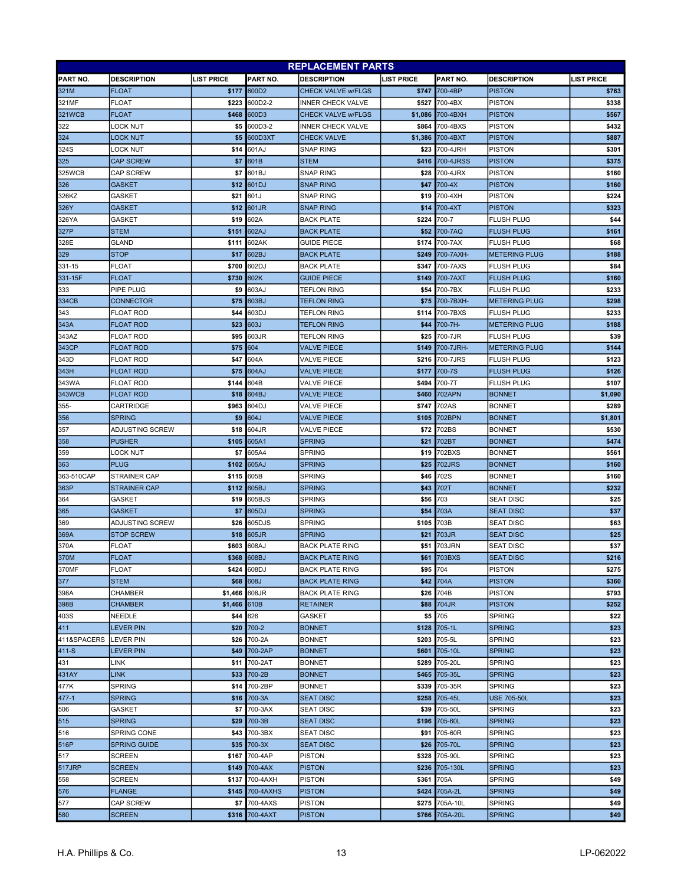## REPLACEMENT PARTS

| PART NO. | DESCRIPTION | LIST PRICE | PART NO. | DESCRIPTION | LIST PRICE | PART NO. | DESCRIPTION | LIST PRICE |
|---|---|---|---|---|---|---|---|---|
| 321M | FLOAT | $177 | 600D2 | CHECK VALVE w/FLGS | $747 | 700-4BP | PISTON | $763 |
| 321MF | FLOAT | $223 | 600D2-2 | INNER CHECK VALVE | $527 | 700-4BX | PISTON | $338 |
| 321WCB | FLOAT | $468 | 600D3 | CHECK VALVE w/FLGS | $1,086 | 700-4BXH | PISTON | $567 |
| 322 | LOCK NUT | $5 | 600D3-2 | INNER CHECK VALVE | $864 | 700-4BXS | PISTON | $432 |
| 324 | LOCK NUT | $5 | 600D3XT | CHECK VALVE | $1,386 | 700-4BXT | PISTON | $887 |
| 324S | LOCK NUT | $14 | 601AJ | SNAP RING | $23 | 700-4JRH | PISTON | $301 |
| 325 | CAP SCREW | $7 | 601B | STEM | $416 | 700-4JRSS | PISTON | $375 |
| 325WCB | CAP SCREW | $7 | 601BJ | SNAP RING | $28 | 700-4JRX | PISTON | $160 |
| 326 | GASKET | $12 | 601DJ | SNAP RING | $47 | 700-4X | PISTON | $160 |
| 326KZ | GASKET | $21 | 601J | SNAP RING | $19 | 700-4XH | PISTON | $224 |
| 326Y | GASKET | $12 | 601JR | SNAP RING | $14 | 700-4XT | PISTON | $323 |
| 326YA | GASKET | $19 | 602A | BACK PLATE | $224 | 700-7 | FLUSH PLUG | $44 |
| 327P | STEM | $151 | 602AJ | BACK PLATE | $52 | 700-7AQ | FLUSH PLUG | $161 |
| 328E | GLAND | $111 | 602AK | GUIDE PIECE | $174 | 700-7AX | FLUSH PLUG | $68 |
| 329 | STOP | $17 | 602BJ | BACK PLATE | $249 | 700-7AXH- | METERING PLUG | $188 |
| 331-15 | FLOAT | $700 | 602DJ | BACK PLATE | $347 | 700-7AXS | FLUSH PLUG | $84 |
| 331-15F | FLOAT | $730 | 602K | GUIDE PIECE | $149 | 700-7AXT | FLUSH PLUG | $160 |
| 333 | PIPE PLUG | $9 | 603AJ | TEFLON RING | $54 | 700-7BX | FLUSH PLUG | $233 |
| 334CB | CONNECTOR | $75 | 603BJ | TEFLON RING | $75 | 700-7BXH- | METERING PLUG | $298 |
| 343 | FLOAT ROD | $44 | 603DJ | TEFLON RING | $114 | 700-7BXS | FLUSH PLUG | $233 |
| 343A | FLOAT ROD | $23 | 603J | TEFLON RING | $44 | 700-7H- | METERING PLUG | $188 |
| 343AZ | FLOAT ROD | $95 | 603JR | TEFLON RING | $25 | 700-7JR | FLUSH PLUG | $39 |
| 343CP | FLOAT ROD | $75 | 604 | VALVE PIECE | $149 | 700-7JRH- | METERING PLUG | $144 |
| 343D | FLOAT ROD | $47 | 604A | VALVE PIECE | $216 | 700-7JRS | FLUSH PLUG | $123 |
| 343H | FLOAT ROD | $75 | 604AJ | VALVE PIECE | $177 | 700-7S | FLUSH PLUG | $126 |
| 343WA | FLOAT ROD | $144 | 604B | VALVE PIECE | $494 | 700-7T | FLUSH PLUG | $107 |
| 343WCB | FLOAT ROD | $18 | 604BJ | VALVE PIECE | $460 | 702APN | BONNET | $1,090 |
| 355- | CARTRIDGE | $963 | 604DJ | VALVE PIECE | $747 | 702AS | BONNET | $289 |
| 356 | SPRING | $9 | 604J | VALVE PIECE | $105 | 702BPN | BONNET | $1,801 |
| 357 | ADJUSTING SCREW | $18 | 604JR | VALVE PIECE | $72 | 702BS | BONNET | $530 |
| 358 | PUSHER | $105 | 605A1 | SPRING | $21 | 702BT | BONNET | $474 |
| 359 | LOCK NUT | $7 | 605A4 | SPRING | $19 | 702BXS | BONNET | $561 |
| 363 | PLUG | $102 | 605AJ | SPRING | $25 | 702JRS | BONNET | $160 |
| 363-510CAP | STRAINER CAP | $115 | 605B | SPRING | $46 | 702S | BONNET | $160 |
| 363P | STRAINER CAP | $112 | 605BJ | SPRING | $43 | 702T | BONNET | $232 |
| 364 | GASKET | $19 | 605BJS | SPRING | $56 | 703 | SEAT DISC | $25 |
| 365 | GASKET | $7 | 605DJ | SPRING | $54 | 703A | SEAT DISC | $37 |
| 369 | ADJUSTING SCREW | $26 | 605DJS | SPRING | $105 | 703B | SEAT DISC | $63 |
| 369A | STOP SCREW | $18 | 605JR | SPRING | $21 | 703JR | SEAT DISC | $25 |
| 370A | FLOAT | $603 | 608AJ | BACK PLATE RING | $51 | 703JRN | SEAT DISC | $37 |
| 370M | FLOAT | $368 | 608BJ | BACK PLATE RING | $61 | 703BXS | SEAT DISC | $216 |
| 370MF | FLOAT | $424 | 608DJ | BACK PLATE RING | $95 | 704 | PISTON | $275 |
| 377 | STEM | $68 | 608J | BACK PLATE RING | $42 | 704A | PISTON | $360 |
| 398A | CHAMBER | $1,466 | 608JR | BACK PLATE RING | $26 | 704B | PISTON | $793 |
| 398B | CHAMBER | $1,466 | 610B | RETAINER | $88 | 704JR | PISTON | $252 |
| 403S | NEEDLE | $44 | 626 | GASKET | $5 | 705 | SPRING | $22 |
| 411 | LEVER PIN | $20 | 700-2 | BONNET | $128 | 705-1L | SPRING | $23 |
| 411&SPACERS | LEVER PIN | $26 | 700-2A | BONNET | $203 | 705-5L | SPRING | $23 |
| 411-S | LEVER PIN | $49 | 700-2AP | BONNET | $601 | 705-10L | SPRING | $23 |
| 431 | LINK | $11 | 700-2AT | BONNET | $289 | 705-20L | SPRING | $23 |
| 431AY | LINK | $33 | 700-2B | BONNET | $465 | 705-35L | SPRING | $23 |
| 477K | SPRING | $14 | 700-2BP | BONNET | $339 | 705-35R | SPRING | $23 |
| 477-1 | SPRING | $16 | 700-3A | SEAT DISC | $258 | 705-45L | USE 705-50L | $23 |
| 506 | GASKET | $7 | 700-3AX | SEAT DISC | $39 | 705-50L | SPRING | $23 |
| 515 | SPRING | $29 | 700-3B | SEAT DISC | $196 | 705-60L | SPRING | $23 |
| 516 | SPRING CONE | $43 | 700-3BX | SEAT DISC | $91 | 705-60R | SPRING | $23 |
| 516P | SPRING GUIDE | $35 | 700-3X | SEAT DISC | $26 | 705-70L | SPRING | $23 |
| 517 | SCREEN | $167 | 700-4AP | PISTON | $328 | 705-90L | SPRING | $23 |
| 517JRP | SCREEN | $149 | 700-4AX | PISTON | $236 | 705-130L | SPRING | $23 |
| 558 | SCREEN | $137 | 700-4AXH | PISTON | $361 | 705A | SPRING | $49 |
| 576 | FLANGE | $145 | 700-4AXHS | PISTON | $424 | 705A-2L | SPRING | $49 |
| 577 | CAP SCREW | $7 | 700-4AXS | PISTON | $275 | 705A-10L | SPRING | $49 |
| 580 | SCREEN | $316 | 700-4AXT | PISTON | $766 | 705A-20L | SPRING | $49 |

H.A. Phillips & Co. LP-062022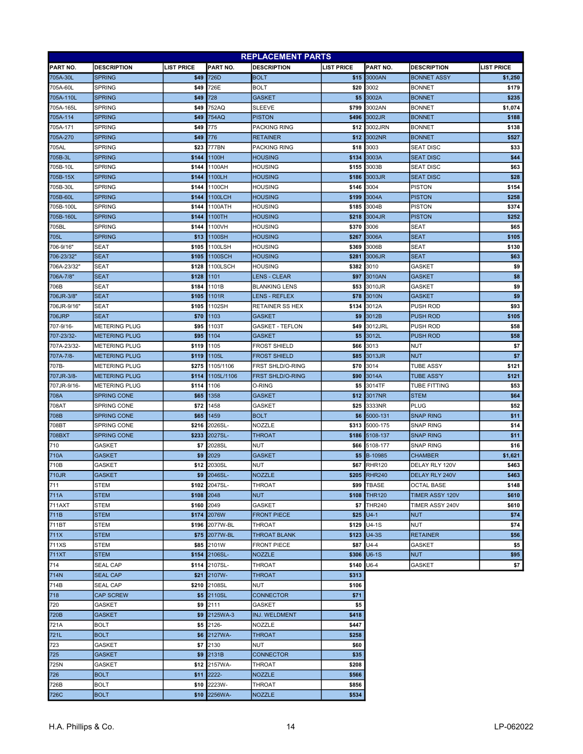| REPLACEMENT PARTS | | | | | | | | |
|---|---|---|---|---|---|---|---|---|
| PART NO. | DESCRIPTION | LIST PRICE | PART NO. | DESCRIPTION | LIST PRICE | PART NO. | DESCRIPTION | LIST PRICE |
| 705A-30L | SPRING | $49 | 726D | BOLT | $15 | 3000AN | BONNET ASSY | $1,250 |
| 705A-60L | SPRING | $49 | 726E | BOLT | $20 | 3002 | BONNET | $179 |
| 705A-110L | SPRING | $49 | 728 | GASKET | $5 | 3002A | BONNET | $235 |
| 705A-165L | SPRING | $49 | 752AQ | SLEEVE | $799 | 3002AN | BONNET | $1,074 |
| 705A-114 | SPRING | $49 | 754AQ | PISTON | $496 | 3002JR | BONNET | $188 |
| 705A-171 | SPRING | $49 | 775 | PACKING RING | $12 | 3002JRN | BONNET | $138 |
| 705A-270 | SPRING | $49 | 776 | RETAINER | $12 | 3002NR | BONNET | $527 |
| 705AL | SPRING | $23 | 777BN | PACKING RING | $18 | 3003 | SEAT DISC | $33 |
| 705B-3L | SPRING | $144 | 1100H | HOUSING | $134 | 3003A | SEAT DISC | $44 |
| 705B-10L | SPRING | $144 | 1100AH | HOUSING | $155 | 3003B | SEAT DISC | $63 |
| 705B-15X | SPRING | $144 | 1100LH | HOUSING | $186 | 3003JR | SEAT DISC | $28 |
| 705B-30L | SPRING | $144 | 1100CH | HOUSING | $146 | 3004 | PISTON | $154 |
| 705B-60L | SPRING | $144 | 1100LCH | HOUSING | $199 | 3004A | PISTON | $258 |
| 705B-100L | SPRING | $144 | 1100ATH | HOUSING | $185 | 3004B | PISTON | $374 |
| 705B-160L | SPRING | $144 | 1100TH | HOUSING | $218 | 3004JR | PISTON | $252 |
| 705BL | SPRING | $144 | 1100VH | HOUSING | $370 | 3006 | SEAT | $65 |
| 705L | SPRING | $13 | 1100SH | HOUSING | $267 | 3006A | SEAT | $105 |
| 706-9/16" | SEAT | $105 | 1100LSH | HOUSING | $369 | 3006B | SEAT | $130 |
| 706-23/32" | SEAT | $105 | 1100SCH | HOUSING | $281 | 3006JR | SEAT | $63 |
| 706A-23/32" | SEAT | $128 | 1100LSCH | HOUSING | $382 | 3010 | GASKET | $9 |
| 706A-7/8" | SEAT | $128 | 1101 | LENS - CLEAR | $97 | 3010AN | GASKET | $8 |
| 706B | SEAT | $184 | 1101B | BLANKING LENS | $53 | 3010JR | GASKET | $9 |
| 706JR-3/8" | SEAT | $105 | 1101R | LENS - REFLEX | $78 | 3010N | GASKET | $9 |
| 706JR-9/16" | SEAT | $105 | 1102SH | RETAINER SS HEX | $134 | 3012A | PUSH ROD | $93 |
| 706JRP | SEAT | $70 | 1103 | GASKET | $9 | 3012B | PUSH ROD | $105 |
| 707-9/16- | METERING PLUG | $95 | 1103T | GASKET - TEFLON | $49 | 3012JRL | PUSH ROD | $58 |
| 707-23/32- | METERING PLUG | $95 | 1104 | GASKET | $5 | 3012L | PUSH ROD | $58 |
| 707A-23/32- | METERING PLUG | $119 | 1105 | FROST SHIELD | $66 | 3013 | NUT | $7 |
| 707A-7/8- | METERING PLUG | $119 | 1105L | FROST SHIELD | $85 | 3013JR | NUT | $7 |
| 707B- | METERING PLUG | $275 | 1105/1106 | FRST SHLD/O-RING | $70 | 3014 | TUBE ASSY | $121 |
| 707JR-3/8- | METERING PLUG | $114 | 1105L/1106 | FRST SHLD/O-RING | $90 | 3014A | TUBE ASS'Y | $121 |
| 707JR-9/16- | METERING PLUG | $114 | 1106 | O-RING | $5 | 3014TF | TUBE FITTING | $53 |
| 708A | SPRING CONE | $65 | 1358 | GASKET | $12 | 3017NR | STEM | $64 |
| 708AT | SPRING CONE | $72 | 1458 | GASKET | $25 | 3333NR | PLUG | $52 |
| 708B | SPRING CONE | $65 | 1459 | BOLT | $6 | 5000-131 | SNAP RING | $11 |
| 708BT | SPRING CONE | $216 | 2026SL- | NOZZLE | $313 | 5000-175 | SNAP RING | $14 |
| 708BXT | SPRING CONE | $233 | 2027SL- | THROAT | $186 | 5108-137 | SNAP RING | $11 |
| 710 | GASKET | $7 | 2028SL | NUT | $66 | 5108-177 | SNAP RING | $16 |
| 710A | GASKET | $9 | 2029 | GASKET | $5 | B-10985 | CHAMBER | $1,621 |
| 710B | GASKET | $12 | 2030SL | NUT | $67 | RHR120 | DELAY RLY 120V | $463 |
| 710JR | GASKET | $9 | 2046SL- | NOZZLE | $205 | RHR240 | DELAY RLY 240V | $463 |
| 711 | STEM | $102 | 2047SL- | THROAT | $99 | TBASE | OCTAL BASE | $148 |
| 711A | STEM | $108 | 2048 | NUT | $108 | THR120 | TIMER ASSY 120V | $610 |
| 711AXT | STEM | $160 | 2049 | GASKET | $7 | THR240 | TIMER ASSY 240V | $610 |
| 711B | STEM | $174 | 2076W | FRONT PIECE | $25 | U4-1 | NUT | $74 |
| 711BT | STEM | $196 | 2077W-BL | THROAT | $129 | U4-1S | NUT | $74 |
| 711X | STEM | $75 | 2077W-BL | THROAT BLANK | $123 | U4-3S | RETAINER | $56 |
| 711XS | STEM | $85 | 2101W | FRONT PIECE | $87 | U4-4 | GASKET | $5 |
| 711XT | STEM | $154 | 2106SL- | NOZZLE | $306 | U6-1S | NUT | $95 |
| 714 | SEAL CAP | $114 | 2107SL- | THROAT | $140 | U6-4 | GASKET | $7 |
| 714N | SEAL CAP | $21 | 2107W- | THROAT | $313 | | | |
| 714B | SEAL CAP | $210 | 2108SL | NUT | $106 | | | |
| 718 | CAP SCREW | $5 | 2110SL | CONNECTOR | $71 | | | |
| 720 | GASKET | $9 | 2111 | GASKET | $5 | | | |
| 720B | GASKET | $9 | 2125WA-3 | INJ. WELDMENT | $418 | | | |
| 721A | BOLT | $5 | 2126- | NOZZLE | $447 | | | |
| 721L | BOLT | $6 | 2127WA- | THROAT | $258 | | | |
| 723 | GASKET | $7 | 2130 | NUT | $60 | | | |
| 725 | GASKET | $9 | 2131B | CONNECTOR | $35 | | | |
| 725N | GASKET | $12 | 2157WA- | THROAT | $208 | | | |
| 726 | BOLT | $11 | 2222- | NOZZLE | $566 | | | |
| 726B | BOLT | $10 | 2223W- | THROAT | $856 | | | |
| 726C | BOLT | $10 | 2256WA- | NOZZLE | $534 | | | |

H.A. Phillips & Co. LP-062022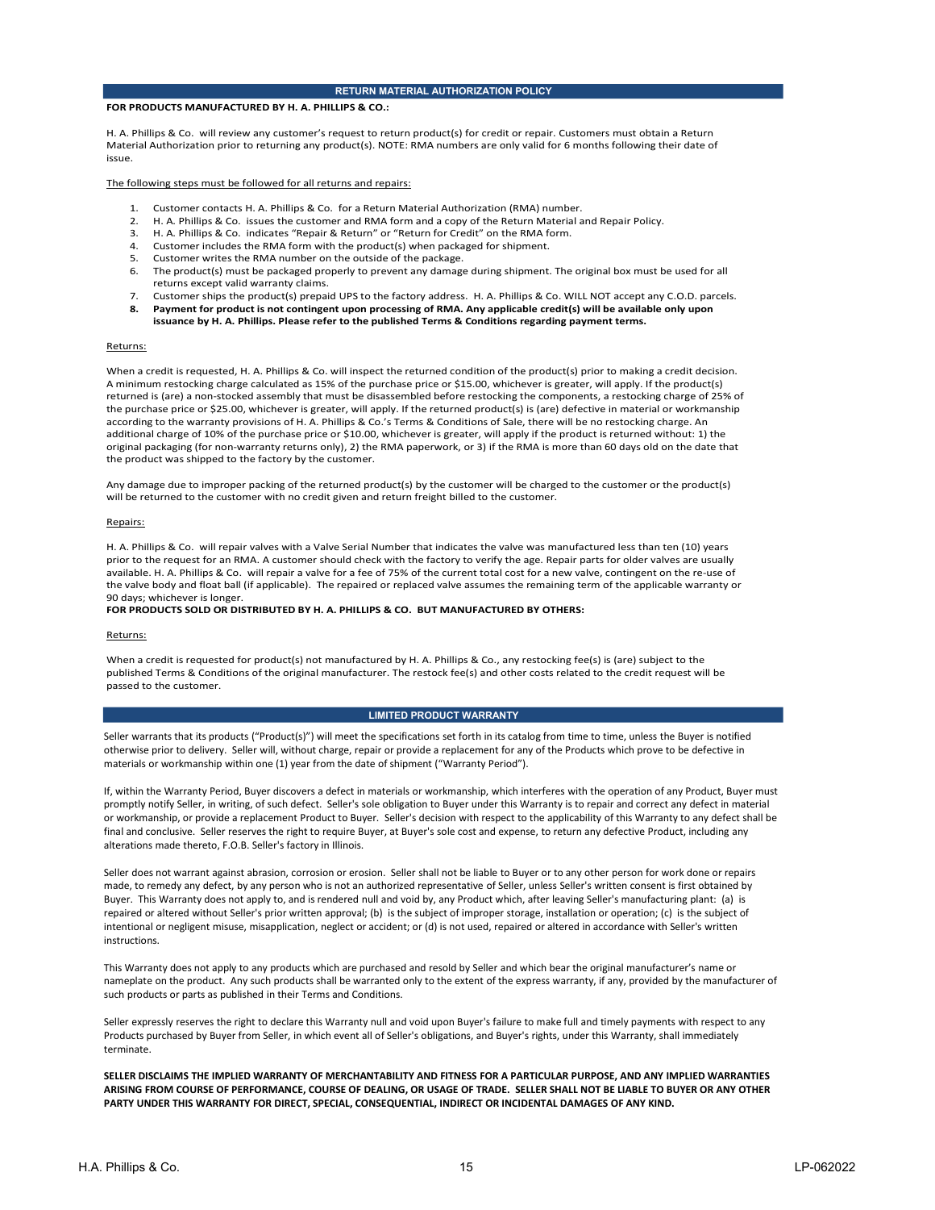## RETURN MATERIAL AUTHORIZATION POLICY

**FOR PRODUCTS MANUFACTURED BY H. A. PHILLIPS & CO.:**

H. A. Phillips & Co. will review any customer's request to return product(s) for credit or repair. Customers must obtain a Return Material Authorization prior to returning any product(s). NOTE: RMA numbers are only valid for 6 months following their date of issue.

The following steps must be followed for all returns and repairs:

1. Customer contacts H. A. Phillips & Co. for a Return Material Authorization (RMA) number.
2. H. A. Phillips & Co. issues the customer and RMA form and a copy of the Return Material and Repair Policy.
3. H. A. Phillips & Co. indicates "Repair & Return" or "Return for Credit" on the RMA form.
4. Customer includes the RMA form with the product(s) when packaged for shipment.
5. Customer writes the RMA number on the outside of the package.
6. The product(s) must be packaged properly to prevent any damage during shipment. The original box must be used for all returns except valid warranty claims.
7. Customer ships the product(s) prepaid UPS to the factory address. H. A. Phillips & Co. WILL NOT accept any C.O.D. parcels.
8. **Payment for product is not contingent upon processing of RMA. Any applicable credit(s) will be available only upon issuance by H. A. Phillips. Please refer to the published Terms & Conditions regarding payment terms.**

Returns:

When a credit is requested, H. A. Phillips & Co. will inspect the returned condition of the product(s) prior to making a credit decision. A minimum restocking charge calculated as 15% of the purchase price or $15.00, whichever is greater, will apply. If the product(s) returned is (are) a non-stocked assembly that must be disassembled before restocking the components, a restocking charge of 25% of the purchase price or $25.00, whichever is greater, will apply. If the returned product(s) is (are) defective in material or workmanship according to the warranty provisions of H. A. Phillips & Co.'s Terms & Conditions of Sale, there will be no restocking charge. An additional charge of 10% of the purchase price or $10.00, whichever is greater, will apply if the product is returned without: 1) the original packaging (for non-warranty returns only), 2) the RMA paperwork, or 3) if the RMA is more than 60 days old on the date that the product was shipped to the factory by the customer.

Any damage due to improper packing of the returned product(s) by the customer will be charged to the customer or the product(s) will be returned to the customer with no credit given and return freight billed to the customer.

Repairs:

H. A. Phillips & Co. will repair valves with a Valve Serial Number that indicates the valve was manufactured less than ten (10) years prior to the request for an RMA. A customer should check with the factory to verify the age. Repair parts for older valves are usually available. H. A. Phillips & Co. will repair a valve for a fee of 75% of the current total cost for a new valve, contingent on the re-use of the valve body and float ball (if applicable). The repaired or replaced valve assumes the remaining term of the applicable warranty or 90 days; whichever is longer.

**FOR PRODUCTS SOLD OR DISTRIBUTED BY H. A. PHILLIPS & CO. BUT MANUFACTURED BY OTHERS:**

Returns:

When a credit is requested for product(s) not manufactured by H. A. Phillips & Co., any restocking fee(s) is (are) subject to the published Terms & Conditions of the original manufacturer. The restock fee(s) and other costs related to the credit request will be passed to the customer.

## LIMITED PRODUCT WARRANTY

Seller warrants that its products ("Product(s)") will meet the specifications set forth in its catalog from time to time, unless the Buyer is notified otherwise prior to delivery. Seller will, without charge, repair or provide a replacement for any of the Products which prove to be defective in materials or workmanship within one (1) year from the date of shipment ("Warranty Period").

If, within the Warranty Period, Buyer discovers a defect in materials or workmanship, which interferes with the operation of any Product, Buyer must promptly notify Seller, in writing, of such defect. Seller's sole obligation to Buyer under this Warranty is to repair and correct any defect in material or workmanship, or provide a replacement Product to Buyer. Seller's decision with respect to the applicability of this Warranty to any defect shall be final and conclusive. Seller reserves the right to require Buyer, at Buyer's sole cost and expense, to return any defective Product, including any alterations made thereto, F.O.B. Seller's factory in Illinois.

Seller does not warrant against abrasion, corrosion or erosion. Seller shall not be liable to Buyer or to any other person for work done or repairs made, to remedy any defect, by any person who is not an authorized representative of Seller, unless Seller's written consent is first obtained by Buyer. This Warranty does not apply to, and is rendered null and void by, any Product which, after leaving Seller's manufacturing plant: (a) is repaired or altered without Seller's prior written approval; (b) is the subject of improper storage, installation or operation; (c) is the subject of intentional or negligent misuse, misapplication, neglect or accident; or (d) is not used, repaired or altered in accordance with Seller's written instructions.

This Warranty does not apply to any products which are purchased and resold by Seller and which bear the original manufacturer's name or nameplate on the product. Any such products shall be warranted only to the extent of the express warranty, if any, provided by the manufacturer of such products or parts as published in their Terms and Conditions.

Seller expressly reserves the right to declare this Warranty null and void upon Buyer's failure to make full and timely payments with respect to any Products purchased by Buyer from Seller, in which event all of Seller's obligations, and Buyer's rights, under this Warranty, shall immediately terminate.

**SELLER DISCLAIMS THE IMPLIED WARRANTY OF MERCHANTABILITY AND FITNESS FOR A PARTICULAR PURPOSE, AND ANY IMPLIED WARRANTIES ARISING FROM COURSE OF PERFORMANCE, COURSE OF DEALING, OR USAGE OF TRADE. SELLER SHALL NOT BE LIABLE TO BUYER OR ANY OTHER PARTY UNDER THIS WARRANTY FOR DIRECT, SPECIAL, CONSEQUENTIAL, INDIRECT OR INCIDENTAL DAMAGES OF ANY KIND.**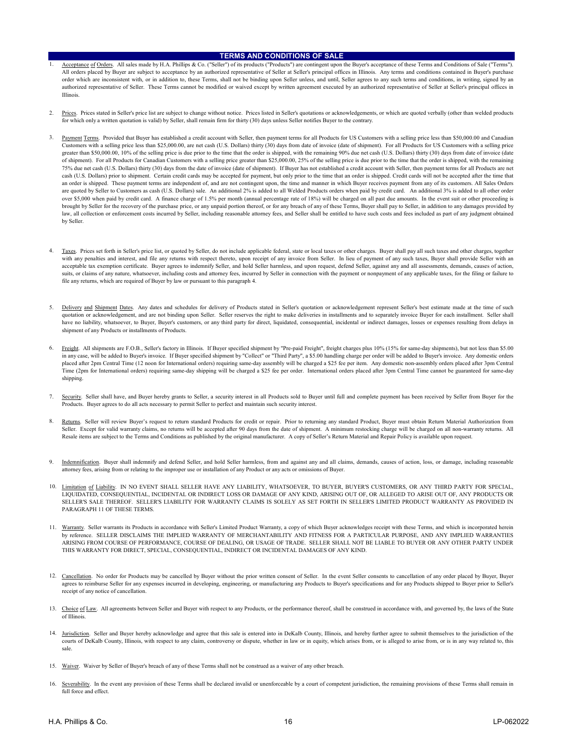# TERMS AND CONDITIONS OF SALE

1. Acceptance of Orders. All sales made by H.A. Phillips & Co. ("Seller") of its products ("Products") are contingent upon the Buyer's acceptance of these Terms and Conditions of Sale ("Terms"). All orders placed by Buyer are subject to acceptance by an authorized representative of Seller at Seller's principal offices in Illinois. Any terms and conditions contained in Buyer's purchase order which are inconsistent with, or in addition to, these Terms, shall not be binding upon Seller unless, and until, Seller agrees to any such terms and conditions, in writing, signed by an authorized representative of Seller. These Terms cannot be modified or waived except by written agreement executed by an authorized representative of Seller at Seller's principal offices in Illinois.

2. Prices. Prices stated in Seller's price list are subject to change without notice. Prices listed in Seller's quotations or acknowledgements, or which are quoted verbally (other than welded products for which only a written quotation is valid) by Seller, shall remain firm for thirty (30) days unless Seller notifies Buyer to the contrary.

3. Payment Terms. Provided that Buyer has established a credit account with Seller, then payment terms for all Products for US Customers with a selling price less than $50,000.00 and Canadian Customers with a selling price less than $25,000.00, are net cash (U.S. Dollars) thirty (30) days from date of invoice (date of shipment). For all Products for US Customers with a selling price greater than $50,000.00, 10% of the selling price is due prior to the time that the order is shipped, with the remaining 90% due net cash (U.S. Dollars) thirty (30) days from date of invoice (date of shipment). For all Products for Canadian Customers with a selling price greater than $25,000.00, 25% of the selling price is due prior to the time that the order is shipped, with the remaining 75% due net cash (U.S. Dollars) thirty (30) days from the date of invoice (date of shipment). If Buyer has not established a credit account with Seller, then payment terms for all Products are net cash (U.S. Dollars) prior to shipment. Certain credit cards may be accepted for payment, but only prior to the time that an order is shipped. Credit cards will not be accepted after the time that an order is shipped. These payment terms are independent of, and are not contingent upon, the time and manner in which Buyer receives payment from any of its customers. All Sales Orders are quoted by Seller to Customers as cash (U.S. Dollars) sale. An additional 2% is added to all Welded Products orders when paid by credit card. An additional 3% is added to all other order over $5,000 when paid by credit card. A finance charge of 1.5% per month (annual percentage rate of 18%) will be charged on all past due amounts. In the event suit or other proceeding is brought by Seller for the recovery of the purchase price, or any unpaid portion thereof, or for any breach of any of these Terms, Buyer shall pay to Seller, in addition to any damages provided by law, all collection or enforcement costs incurred by Seller, including reasonable attorney fees, and Seller shall be entitled to have such costs and fees included as part of any judgment obtained by Seller.

4. Taxes. Prices set forth in Seller's price list, or quoted by Seller, do not include applicable federal, state or local taxes or other charges. Buyer shall pay all such taxes and other charges, together with any penalties and interest, and file any returns with respect thereto, upon receipt of any invoice from Seller. In lieu of payment of any such taxes, Buyer shall provide Seller with an acceptable tax exemption certificate. Buyer agrees to indemnify Seller, and hold Seller harmless, and upon request, defend Seller, against any and all assessments, demands, causes of action, suits, or claims of any nature, whatsoever, including costs and attorney fees, incurred by Seller in connection with the payment or nonpayment of any applicable taxes, for the filing or failure to file any returns, which are required of Buyer by law or pursuant to this paragraph 4.

5. Delivery and Shipment Dates. Any dates and schedules for delivery of Products stated in Seller's quotation or acknowledgement represent Seller's best estimate made at the time of such quotation or acknowledgement, and are not binding upon Seller. Seller reserves the right to make deliveries in installments and to separately invoice Buyer for each installment. Seller shall have no liability, whatsoever, to Buyer, Buyer's customers, or any third party for direct, liquidated, consequential, incidental or indirect damages, losses or expenses resulting from delays in shipment of any Products or installments of Products.

6. Freight. All shipments are F.O.B., Seller's factory in Illinois. If Buyer specified shipment by "Pre-paid Freight", freight charges plus 10% (15% for same-day shipments), but not less than $5.00 in any case, will be added to Buyer's invoice. If Buyer specified shipment by "Collect" or "Third Party", a $5.00 handling charge per order will be added to Buyer's invoice. Any domestic orders placed after 2pm Central Time (12 noon for International orders) requiring same-day assembly will be charged a $25 fee per item. Any domestic non-assembly orders placed after 3pm Central Time (2pm for International orders) requiring same-day shipping will be charged a $25 fee per order. International orders placed after 3pm Central Time cannot be guaranteed for same-day shipping.

7. Security. Seller shall have, and Buyer hereby grants to Seller, a security interest in all Products sold to Buyer until full and complete payment has been received by Seller from Buyer for the Products. Buyer agrees to do all acts necessary to permit Seller to perfect and maintain such security interest.

8. Returns. Seller will review Buyer's request to return standard Products for credit or repair. Prior to returning any standard Product, Buyer must obtain Return Material Authorization from Seller. Except for valid warranty claims, no returns will be accepted after 90 days from the date of shipment. A minimum restocking charge will be charged on all non-warranty returns. All Resale items are subject to the Terms and Conditions as published by the original manufacturer. A copy of Seller's Return Material and Repair Policy is available upon request.

9. Indemnification. Buyer shall indemnify and defend Seller, and hold Seller harmless, from and against any and all claims, demands, causes of action, loss, or damage, including reasonable attorney fees, arising from or relating to the improper use or installation of any Product or any acts or omissions of Buyer.

10. Limitation of Liability. IN NO EVENT SHALL SELLER HAVE ANY LIABILITY, WHATSOEVER, TO BUYER, BUYER'S CUSTOMERS, OR ANY THIRD PARTY FOR SPECIAL, LIQUIDATED, CONSEQUENTIAL, INCIDENTAL OR INDIRECT LOSS OR DAMAGE OF ANY KIND, ARISING OUT OF, OR ALLEGED TO ARISE OUT OF, ANY PRODUCTS OR SELLER'S SALE THEREOF. SELLER'S LIABILITY FOR WARRANTY CLAIMS IS SOLELY AS SET FORTH IN SELLER'S LIMITED PRODUCT WARRANTY AS PROVIDED IN PARAGRAPH 11 OF THESE TERMS.

11. Warranty. Seller warrants its Products in accordance with Seller's Limited Product Warranty, a copy of which Buyer acknowledges receipt with these Terms, and which is incorporated herein by reference. SELLER DISCLAIMS THE IMPLIED WARRANTY OF MERCHANTABILITY AND FITNESS FOR A PARTICULAR PURPOSE, AND ANY IMPLIED WARRANTIES ARISING FROM COURSE OF PERFORMANCE, COURSE OF DEALING, OR USAGE OF TRADE. SELLER SHALL NOT BE LIABLE TO BUYER OR ANY OTHER PARTY UNDER THIS WARRANTY FOR DIRECT, SPECIAL, CONSEQUENTIAL, INDIRECT OR INCIDENTAL DAMAGES OF ANY KIND.

12. Cancellation. No order for Products may be cancelled by Buyer without the prior written consent of Seller. In the event Seller consents to cancellation of any order placed by Buyer, Buyer agrees to reimburse Seller for any expenses incurred in developing, engineering, or manufacturing any Products to Buyer's specifications and for any Products shipped to Buyer prior to Seller's receipt of any notice of cancellation.

13. Choice of Law. All agreements between Seller and Buyer with respect to any Products, or the performance thereof, shall be construed in accordance with, and governed by, the laws of the State of Illinois.

14. Jurisdiction. Seller and Buyer hereby acknowledge and agree that this sale is entered into in DeKalb County, Illinois, and hereby further agree to submit themselves to the jurisdiction of the courts of DeKalb County, Illinois, with respect to any claim, controversy or dispute, whether in law or in equity, which arises from, or is alleged to arise from, or is in any way related to, this sale.

15. Waiver. Waiver by Seller of Buyer's breach of any of these Terms shall not be construed as a waiver of any other breach.

16. Severability. In the event any provision of these Terms shall be declared invalid or unenforceable by a court of competent jurisdiction, the remaining provisions of these Terms shall remain in full force and effect.